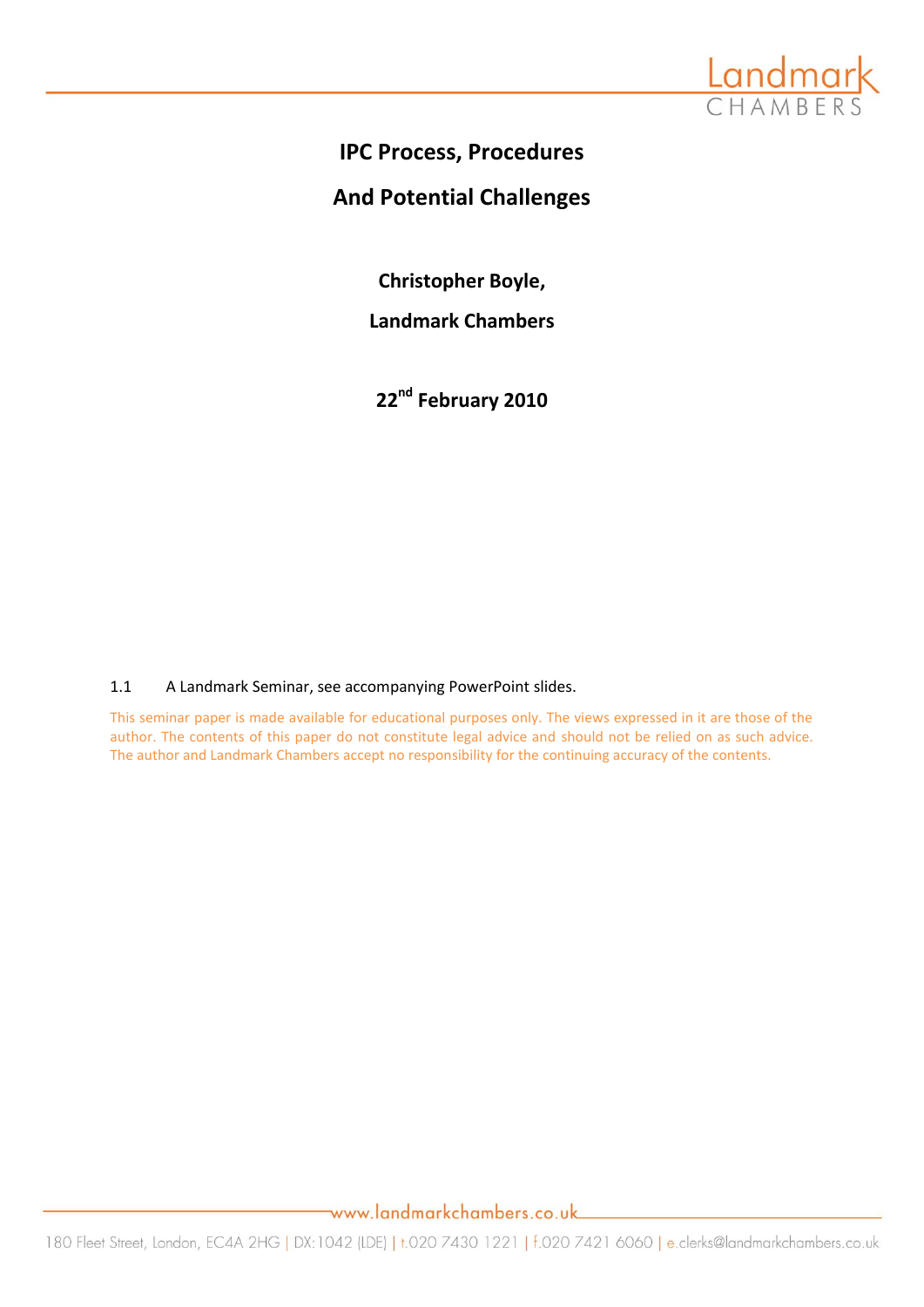# IPC Process, Procedures

# And Potential Challenges

**Christopher Boyle,**

**Landmark Chambers**

**22nd February 2010**

1.1 A Landmark Seminar, see accompanying PowerPoint slides.

This seminar paper is made available for educational purposes only. The views expressed in it are those of the author. The contents of this paper do not constitute legal advice and should not be relied on as such advice. The author and Landmark Chambers accept no responsibility for the continuing accuracy of the contents.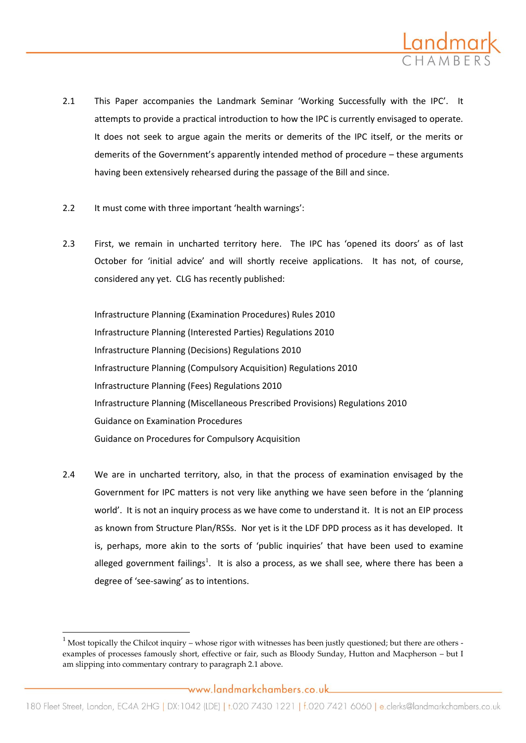2.1 This Paper accompanies the Landmark Seminar 'Working Successfully with the IPC'. It attempts to provide a practical introduction to how the IPC is currently envisaged to operate. It does not seek to argue again the merits or demerits of the IPC itself, or the merits or demerits of the Government's apparently intended method of procedure – these arguments having been extensively rehearsed during the passage of the Bill and since.

2.2 It must come with three important 'health warnings':

2.3 First, we remain in uncharted territory here. The IPC has 'opened its doors' as of last October for 'initial advice' and will shortly receive applications. It has not, of course, considered any yet. CLG has recently published:

Infrastructure Planning (Examination Procedures) Rules 2010
Infrastructure Planning (Interested Parties) Regulations 2010
Infrastructure Planning (Decisions) Regulations 2010
Infrastructure Planning (Compulsory Acquisition) Regulations 2010
Infrastructure Planning (Fees) Regulations 2010
Infrastructure Planning (Miscellaneous Prescribed Provisions) Regulations 2010
Guidance on Examination Procedures
Guidance on Procedures for Compulsory Acquisition

2.4 We are in uncharted territory, also, in that the process of examination envisaged by the Government for IPC matters is not very like anything we have seen before in the 'planning world'. It is not an inquiry process as we have come to understand it. It is not an EIP process as known from Structure Plan/RSSs. Nor yet is it the LDF DPD process as it has developed. It is, perhaps, more akin to the sorts of 'public inquiries' that have been used to examine alleged government failings[1]. It is also a process, as we shall see, where there has been a degree of 'see-sawing' as to intentions.

[1] Most topically the Chilcot inquiry – whose rigor with witnesses has been justly questioned; but there are others - examples of processes famously short, effective or fair, such as Bloody Sunday, Hutton and Macpherson – but I am slipping into commentary contrary to paragraph 2.1 above.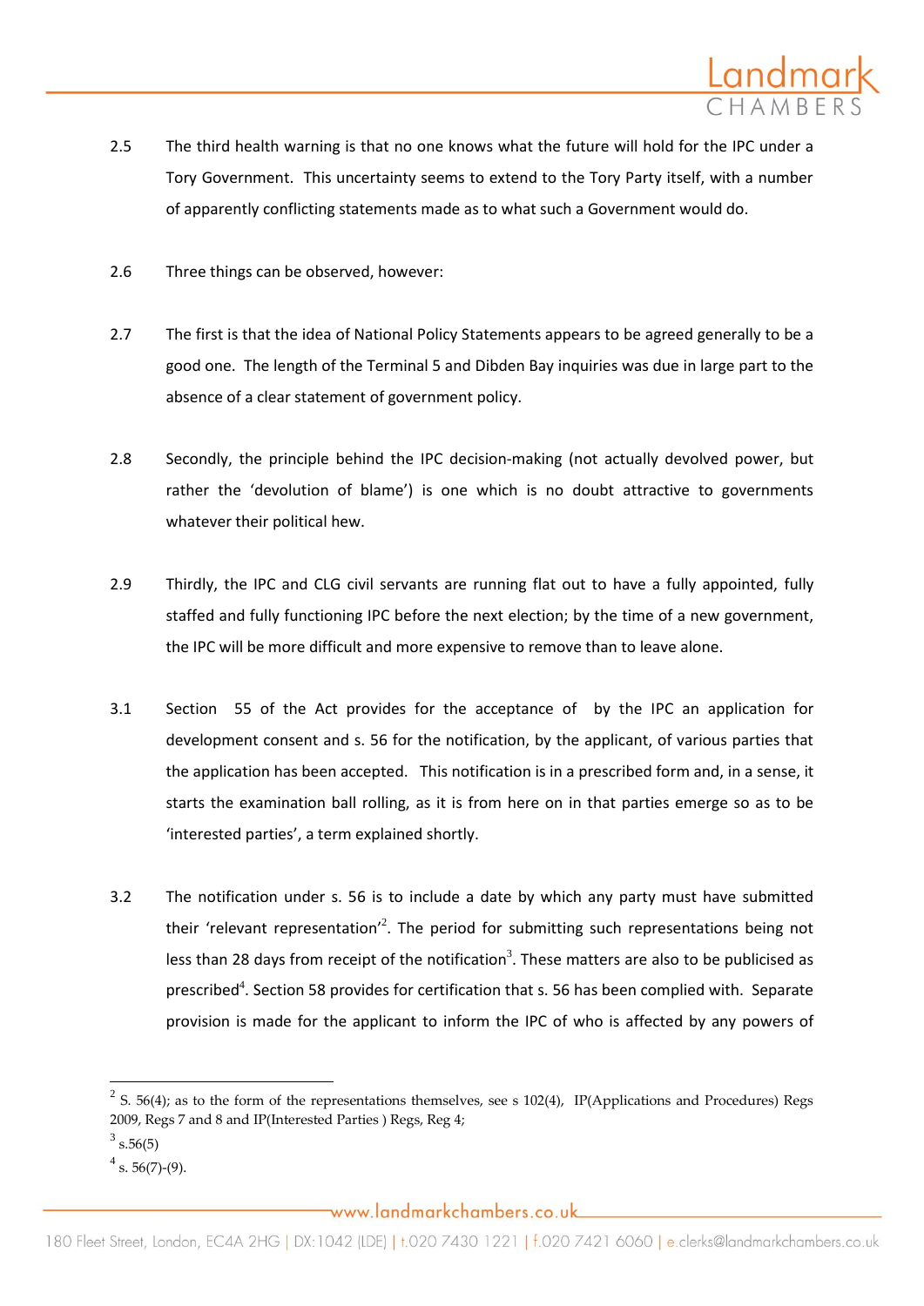2.5 The third health warning is that no one knows what the future will hold for the IPC under a Tory Government. This uncertainty seems to extend to the Tory Party itself, with a number of apparently conflicting statements made as to what such a Government would do.

2.6 Three things can be observed, however:

2.7 The first is that the idea of National Policy Statements appears to be agreed generally to be a good one. The length of the Terminal 5 and Dibden Bay inquiries was due in large part to the absence of a clear statement of government policy.

2.8 Secondly, the principle behind the IPC decision-making (not actually devolved power, but rather the 'devolution of blame') is one which is no doubt attractive to governments whatever their political hew.

2.9 Thirdly, the IPC and CLG civil servants are running flat out to have a fully appointed, fully staffed and fully functioning IPC before the next election; by the time of a new government, the IPC will be more difficult and more expensive to remove than to leave alone.

3.1 Section 55 of the Act provides for the acceptance of by the IPC an application for development consent and s. 56 for the notification, by the applicant, of various parties that the application has been accepted. This notification is in a prescribed form and, in a sense, it starts the examination ball rolling, as it is from here on in that parties emerge so as to be 'interested parties', a term explained shortly.

3.2 The notification under s. 56 is to include a date by which any party must have submitted their 'relevant representation'[2]. The period for submitting such representations being not less than 28 days from receipt of the notification[3]. These matters are also to be publicised as prescribed[4]. Section 58 provides for certification that s. 56 has been complied with. Separate provision is made for the applicant to inform the IPC of who is affected by any powers of

---

[2] S. 56(4); as to the form of the representations themselves, see s 102(4), IP(Applications and Procedures) Regs 2009, Regs 7 and 8 and IP(Interested Parties ) Regs, Reg 4;

[3] s.56(5)

[4] s. 56(7)-(9).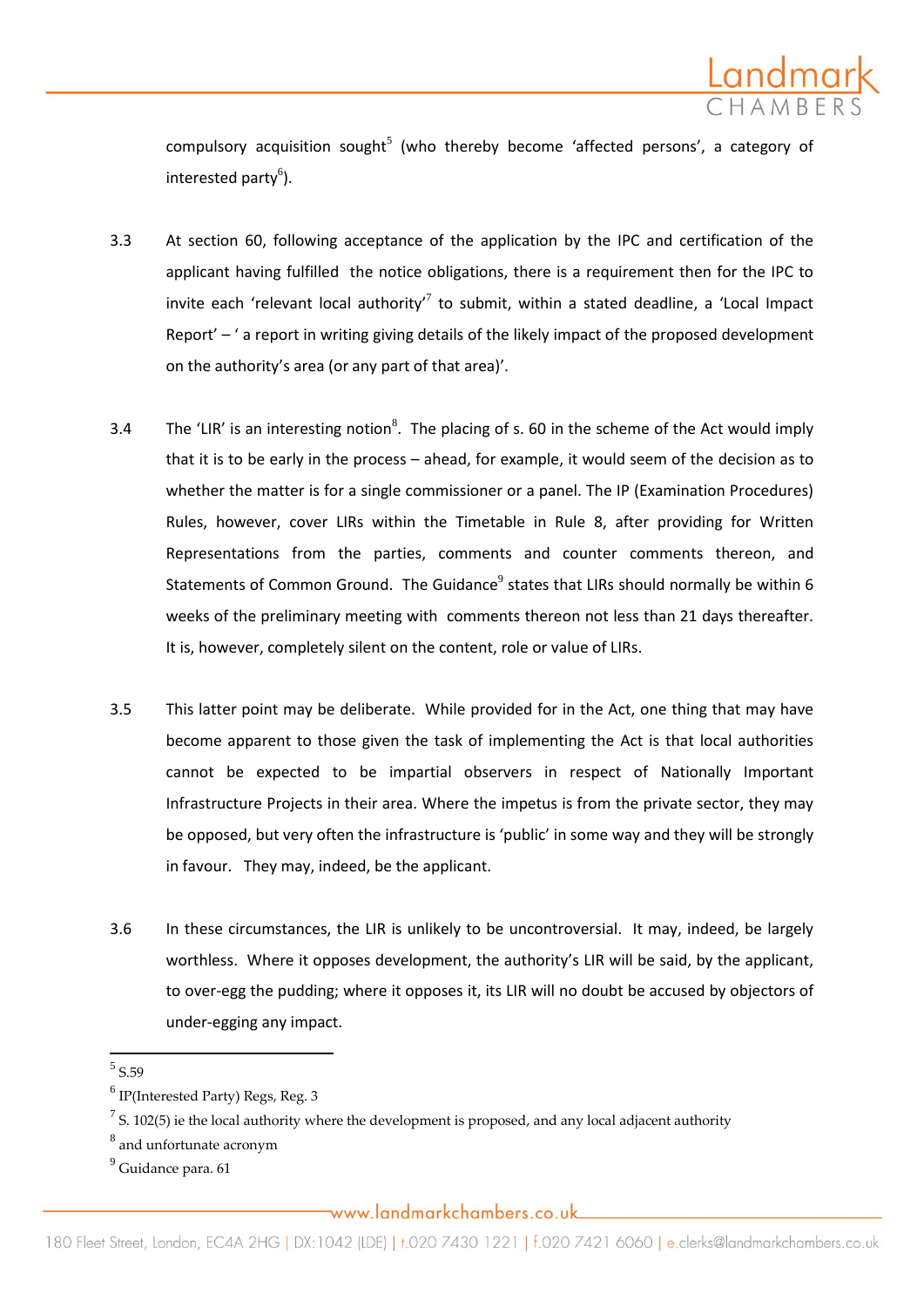compulsory acquisition sought[5] (who thereby become 'affected persons', a category of interested party[6]).

3.3 At section 60, following acceptance of the application by the IPC and certification of the applicant having fulfilled the notice obligations, there is a requirement then for the IPC to invite each 'relevant local authority'[7] to submit, within a stated deadline, a 'Local Impact Report' – ' a report in writing giving details of the likely impact of the proposed development on the authority's area (or any part of that area)'.

3.4 The 'LIR' is an interesting notion[8]. The placing of s. 60 in the scheme of the Act would imply that it is to be early in the process – ahead, for example, it would seem of the decision as to whether the matter is for a single commissioner or a panel. The IP (Examination Procedures) Rules, however, cover LIRs within the Timetable in Rule 8, after providing for Written Representations from the parties, comments and counter comments thereon, and Statements of Common Ground. The Guidance[9] states that LIRs should normally be within 6 weeks of the preliminary meeting with comments thereon not less than 21 days thereafter. It is, however, completely silent on the content, role or value of LIRs.

3.5 This latter point may be deliberate. While provided for in the Act, one thing that may have become apparent to those given the task of implementing the Act is that local authorities cannot be expected to be impartial observers in respect of Nationally Important Infrastructure Projects in their area. Where the impetus is from the private sector, they may be opposed, but very often the infrastructure is 'public' in some way and they will be strongly in favour. They may, indeed, be the applicant.

3.6 In these circumstances, the LIR is unlikely to be uncontroversial. It may, indeed, be largely worthless. Where it opposes development, the authority's LIR will be said, by the applicant, to over-egg the pudding; where it opposes it, its LIR will no doubt be accused by objectors of under-egging any impact.

---

[5] S.59

[6] IP(Interested Party) Regs, Reg. 3

[7] S. 102(5) ie the local authority where the development is proposed, and any local adjacent authority

[8] and unfortunate acronym

[9] Guidance para. 61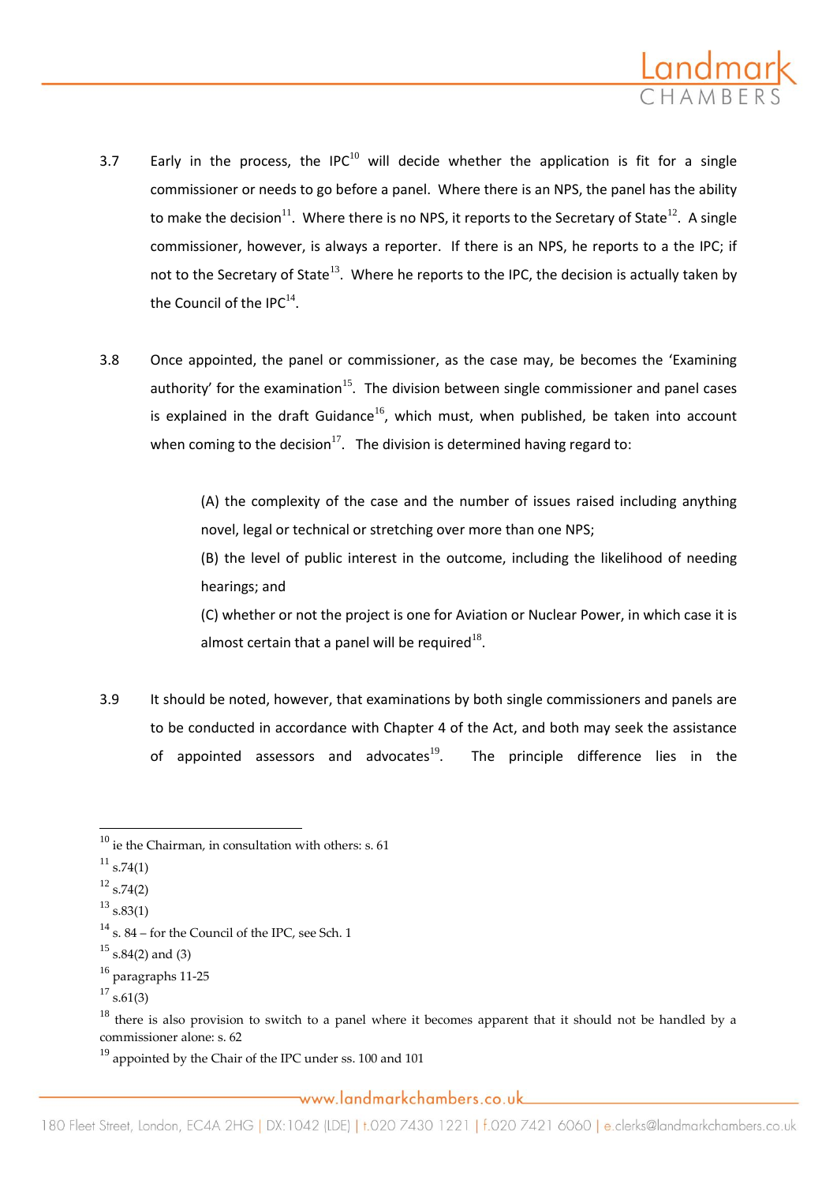3.7 Early in the process, the IPC[10] will decide whether the application is fit for a single commissioner or needs to go before a panel. Where there is an NPS, the panel has the ability to make the decision[11]. Where there is no NPS, it reports to the Secretary of State[12]. A single commissioner, however, is always a reporter. If there is an NPS, he reports to a the IPC; if not to the Secretary of State[13]. Where he reports to the IPC, the decision is actually taken by the Council of the IPC[14].

3.8 Once appointed, the panel or commissioner, as the case may, be becomes the 'Examining authority' for the examination[15]. The division between single commissioner and panel cases is explained in the draft Guidance[16], which must, when published, be taken into account when coming to the decision[17]. The division is determined having regard to:

> (A) the complexity of the case and the number of issues raised including anything novel, legal or technical or stretching over more than one NPS;
>
> (B) the level of public interest in the outcome, including the likelihood of needing hearings; and
>
> (C) whether or not the project is one for Aviation or Nuclear Power, in which case it is almost certain that a panel will be required[18].

3.9 It should be noted, however, that examinations by both single commissioners and panels are to be conducted in accordance with Chapter 4 of the Act, and both may seek the assistance of appointed assessors and advocates[19]. The principle difference lies in the

---

[10] ie the Chairman, in consultation with others: s. 61

[11] s.74(1)

[12] s.74(2)

[13] s.83(1)

[14] s. 84 – for the Council of the IPC, see Sch. 1

[15] s.84(2) and (3)

[16] paragraphs 11-25

[17] s.61(3)

[18] there is also provision to switch to a panel where it becomes apparent that it should not be handled by a commissioner alone: s. 62

[19] appointed by the Chair of the IPC under ss. 100 and 101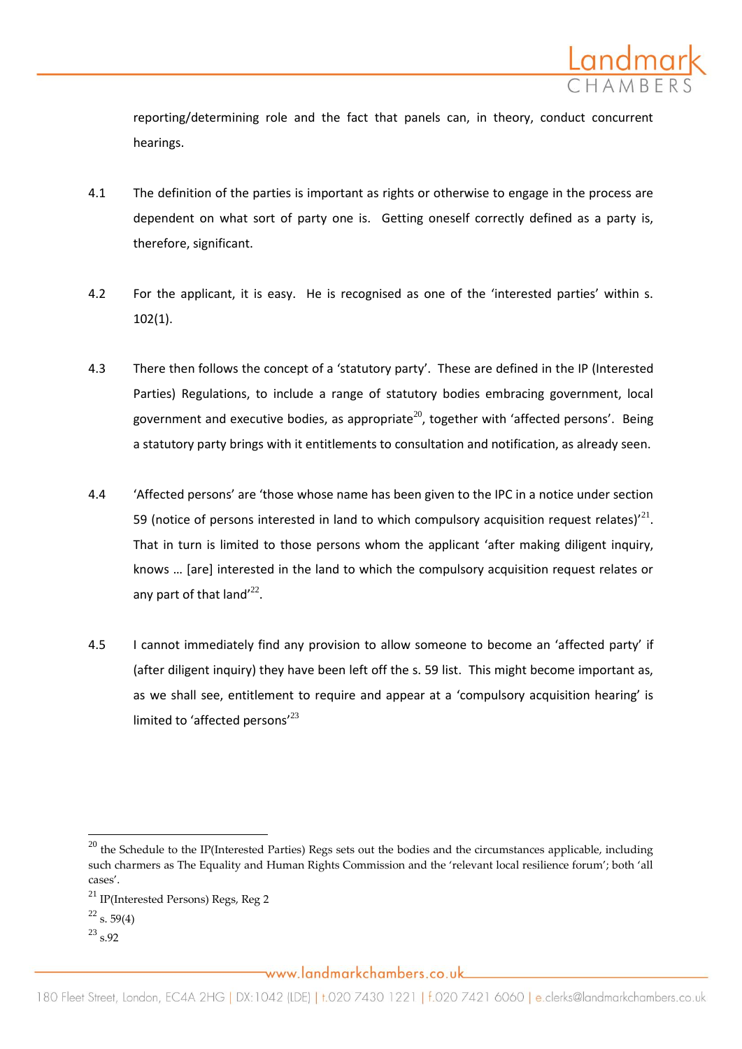reporting/determining role and the fact that panels can, in theory, conduct concurrent hearings.

4.1 The definition of the parties is important as rights or otherwise to engage in the process are dependent on what sort of party one is. Getting oneself correctly defined as a party is, therefore, significant.

4.2 For the applicant, it is easy. He is recognised as one of the 'interested parties' within s. 102(1).

4.3 There then follows the concept of a 'statutory party'. These are defined in the IP (Interested Parties) Regulations, to include a range of statutory bodies embracing government, local government and executive bodies, as appropriate[20], together with 'affected persons'. Being a statutory party brings with it entitlements to consultation and notification, as already seen.

4.4 'Affected persons' are 'those whose name has been given to the IPC in a notice under section 59 (notice of persons interested in land to which compulsory acquisition request relates)'[21]. That in turn is limited to those persons whom the applicant 'after making diligent inquiry, knows … [are] interested in the land to which the compulsory acquisition request relates or any part of that land'[22].

4.5 I cannot immediately find any provision to allow someone to become an 'affected party' if (after diligent inquiry) they have been left off the s. 59 list. This might become important as, as we shall see, entitlement to require and appear at a 'compulsory acquisition hearing' is limited to 'affected persons'[23]

---

[20] the Schedule to the IP(Interested Parties) Regs sets out the bodies and the circumstances applicable, including such charmers as The Equality and Human Rights Commission and the 'relevant local resilience forum'; both 'all cases'.

[21] IP(Interested Persons) Regs, Reg 2

[22] s. 59(4)

[23] s.92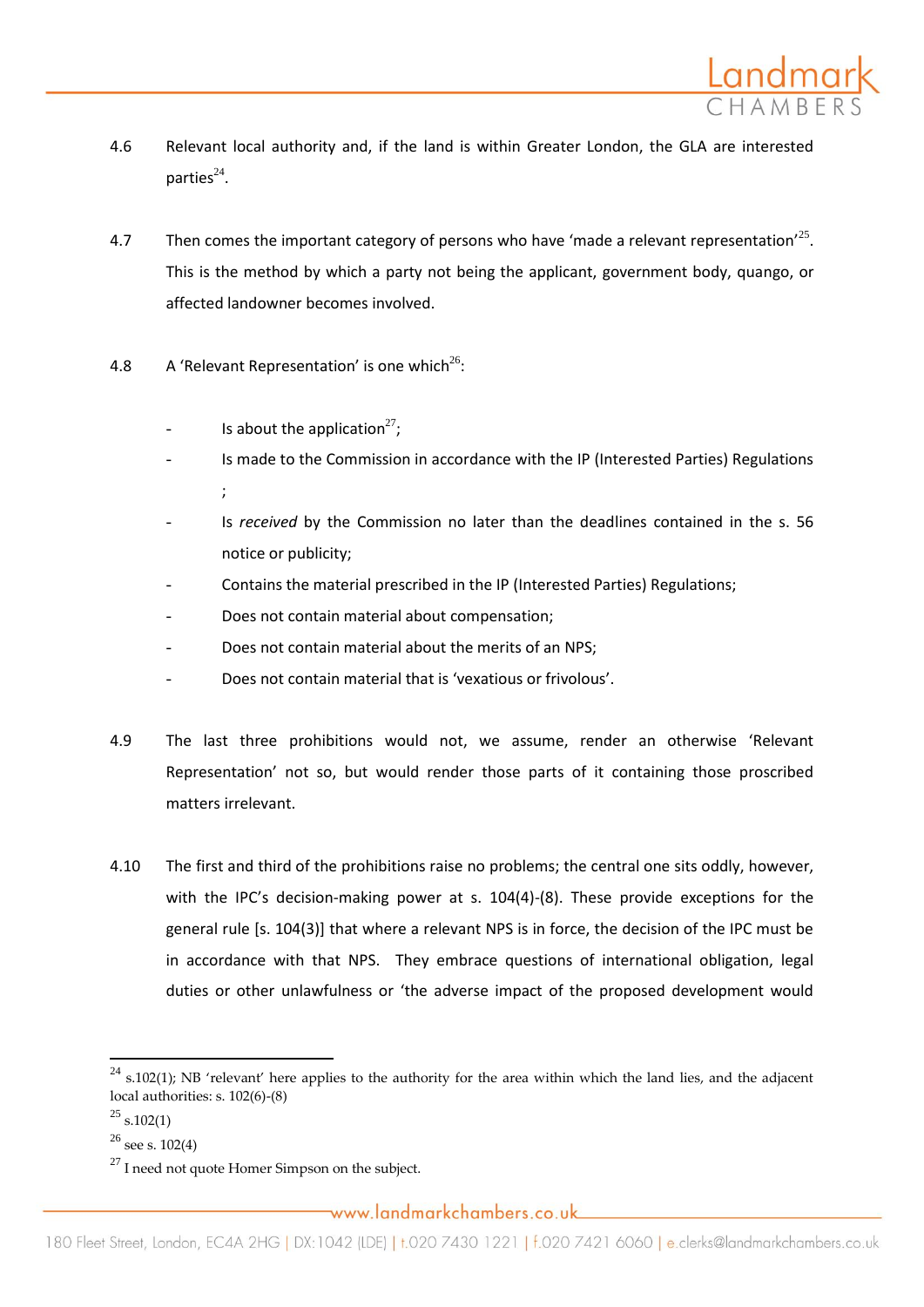4.6 Relevant local authority and, if the land is within Greater London, the GLA are interested parties[24].

4.7 Then comes the important category of persons who have 'made a relevant representation'[25]. This is the method by which a party not being the applicant, government body, quango, or affected landowner becomes involved.

4.8 A 'Relevant Representation' is one which[26]:

- Is about the application[27];
- Is made to the Commission in accordance with the IP (Interested Parties) Regulations ;
- Is *received* by the Commission no later than the deadlines contained in the s. 56 notice or publicity;
- Contains the material prescribed in the IP (Interested Parties) Regulations;
- Does not contain material about compensation;
- Does not contain material about the merits of an NPS;
- Does not contain material that is 'vexatious or frivolous'.

4.9 The last three prohibitions would not, we assume, render an otherwise 'Relevant Representation' not so, but would render those parts of it containing those proscribed matters irrelevant.

4.10 The first and third of the prohibitions raise no problems; the central one sits oddly, however, with the IPC's decision-making power at s. 104(4)-(8). These provide exceptions for the general rule [s. 104(3)] that where a relevant NPS is in force, the decision of the IPC must be in accordance with that NPS. They embrace questions of international obligation, legal duties or other unlawfulness or 'the adverse impact of the proposed development would

---

[24] s.102(1); NB 'relevant' here applies to the authority for the area within which the land lies, and the adjacent local authorities: s. 102(6)-(8)

[25] s.102(1)

[26] see s. 102(4)

[27] I need not quote Homer Simpson on the subject.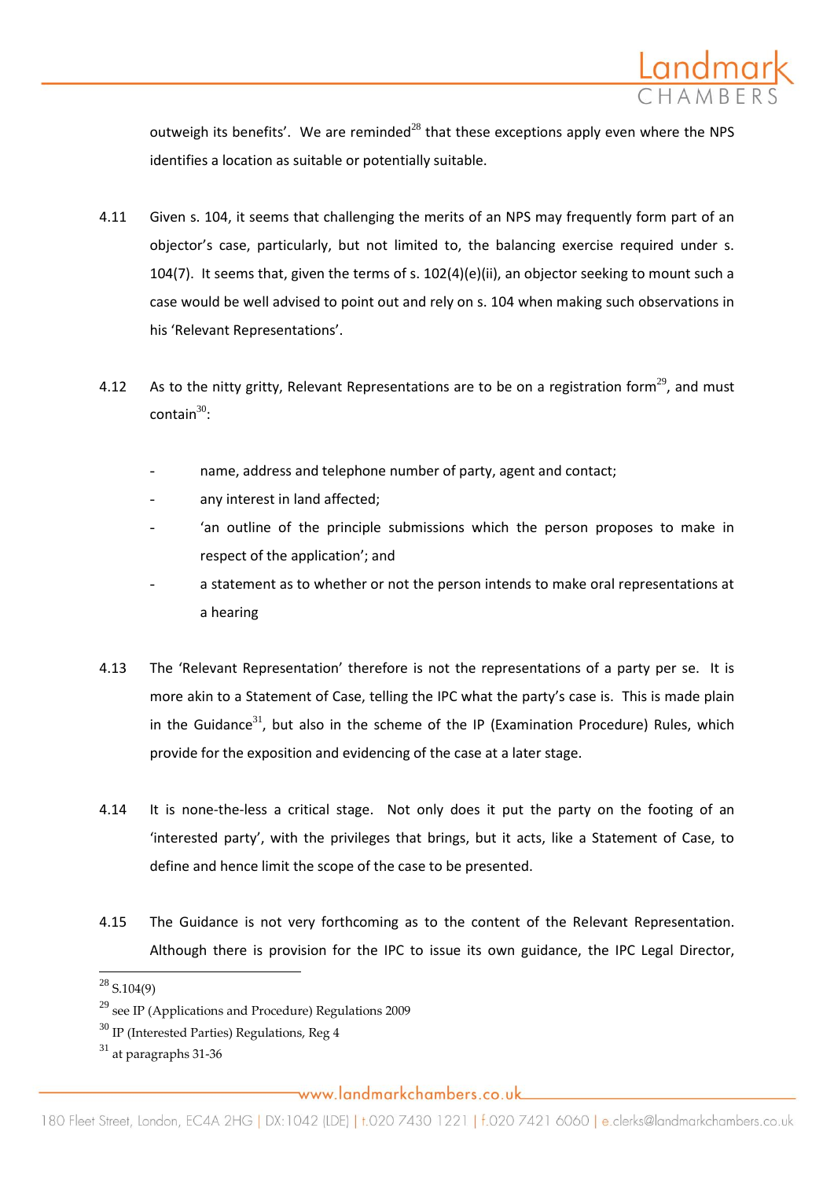outweigh its benefits'. We are reminded[28] that these exceptions apply even where the NPS identifies a location as suitable or potentially suitable.

4.11 Given s. 104, it seems that challenging the merits of an NPS may frequently form part of an objector's case, particularly, but not limited to, the balancing exercise required under s. 104(7). It seems that, given the terms of s. 102(4)(e)(ii), an objector seeking to mount such a case would be well advised to point out and rely on s. 104 when making such observations in his 'Relevant Representations'.

4.12 As to the nitty gritty, Relevant Representations are to be on a registration form[29], and must contain[30]:

- name, address and telephone number of party, agent and contact;
- any interest in land affected;
- 'an outline of the principle submissions which the person proposes to make in respect of the application'; and
- a statement as to whether or not the person intends to make oral representations at a hearing

4.13 The 'Relevant Representation' therefore is not the representations of a party per se. It is more akin to a Statement of Case, telling the IPC what the party's case is. This is made plain in the Guidance[31], but also in the scheme of the IP (Examination Procedure) Rules, which provide for the exposition and evidencing of the case at a later stage.

4.14 It is none-the-less a critical stage. Not only does it put the party on the footing of an 'interested party', with the privileges that brings, but it acts, like a Statement of Case, to define and hence limit the scope of the case to be presented.

4.15 The Guidance is not very forthcoming as to the content of the Relevant Representation. Although there is provision for the IPC to issue its own guidance, the IPC Legal Director,

---

[28] S.104(9)

[29] see IP (Applications and Procedure) Regulations 2009

[30] IP (Interested Parties) Regulations, Reg 4

[31] at paragraphs 31-36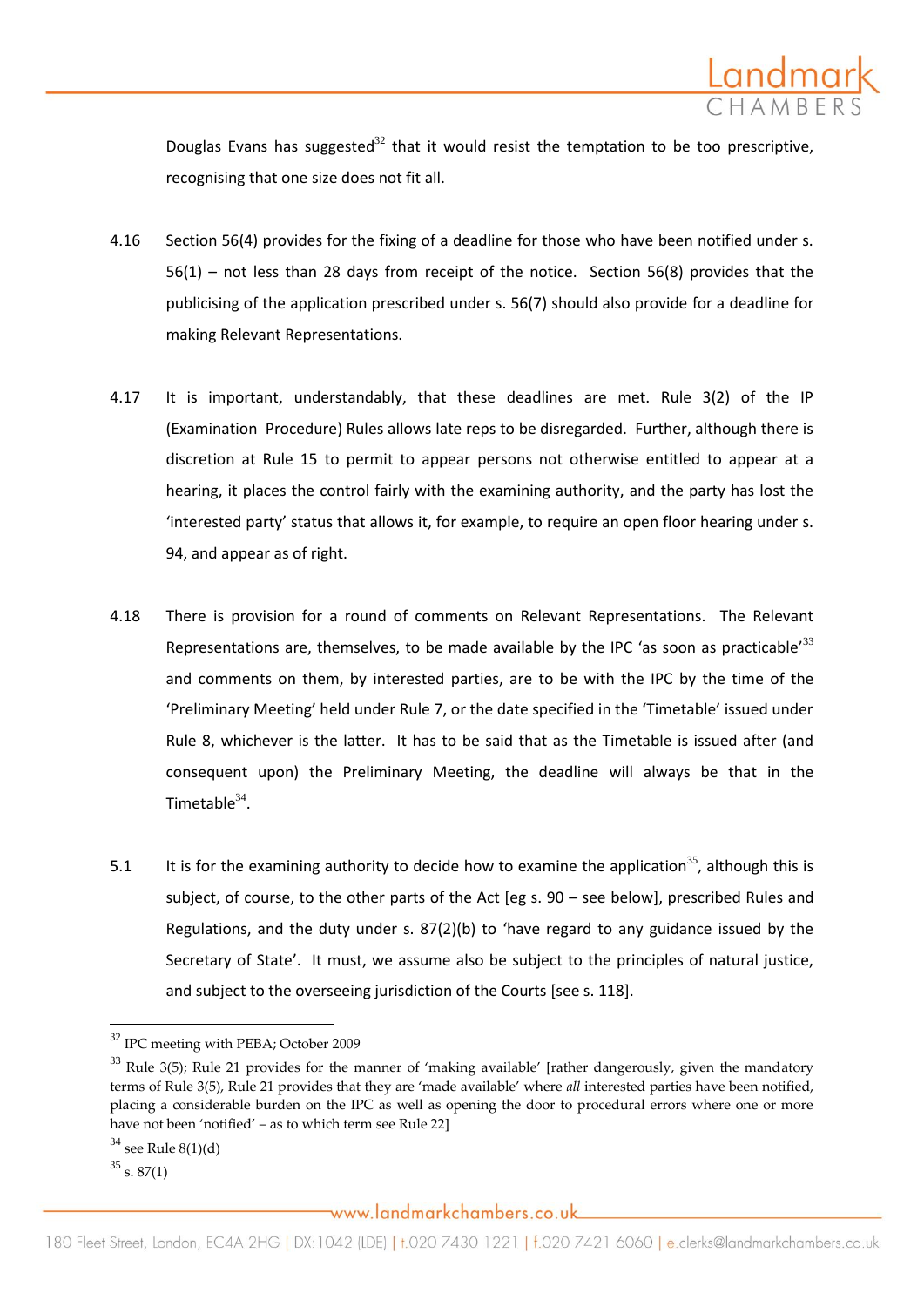Douglas Evans has suggested[32] that it would resist the temptation to be too prescriptive, recognising that one size does not fit all.

4.16 Section 56(4) provides for the fixing of a deadline for those who have been notified under s. 56(1) – not less than 28 days from receipt of the notice. Section 56(8) provides that the publicising of the application prescribed under s. 56(7) should also provide for a deadline for making Relevant Representations.

4.17 It is important, understandably, that these deadlines are met. Rule 3(2) of the IP (Examination Procedure) Rules allows late reps to be disregarded. Further, although there is discretion at Rule 15 to permit to appear persons not otherwise entitled to appear at a hearing, it places the control fairly with the examining authority, and the party has lost the 'interested party' status that allows it, for example, to require an open floor hearing under s. 94, and appear as of right.

4.18 There is provision for a round of comments on Relevant Representations. The Relevant Representations are, themselves, to be made available by the IPC 'as soon as practicable'[33] and comments on them, by interested parties, are to be with the IPC by the time of the 'Preliminary Meeting' held under Rule 7, or the date specified in the 'Timetable' issued under Rule 8, whichever is the latter. It has to be said that as the Timetable is issued after (and consequent upon) the Preliminary Meeting, the deadline will always be that in the Timetable[34].

5.1 It is for the examining authority to decide how to examine the application[35], although this is subject, of course, to the other parts of the Act [eg s. 90 – see below], prescribed Rules and Regulations, and the duty under s. 87(2)(b) to 'have regard to any guidance issued by the Secretary of State'. It must, we assume also be subject to the principles of natural justice, and subject to the overseeing jurisdiction of the Courts [see s. 118].

---

[32] IPC meeting with PEBA; October 2009

[33] Rule 3(5); Rule 21 provides for the manner of 'making available' [rather dangerously, given the mandatory terms of Rule 3(5), Rule 21 provides that they are 'made available' where *all* interested parties have been notified, placing a considerable burden on the IPC as well as opening the door to procedural errors where one or more have not been 'notified' – as to which term see Rule 22]

[34] see Rule 8(1)(d)

[35] s. 87(1)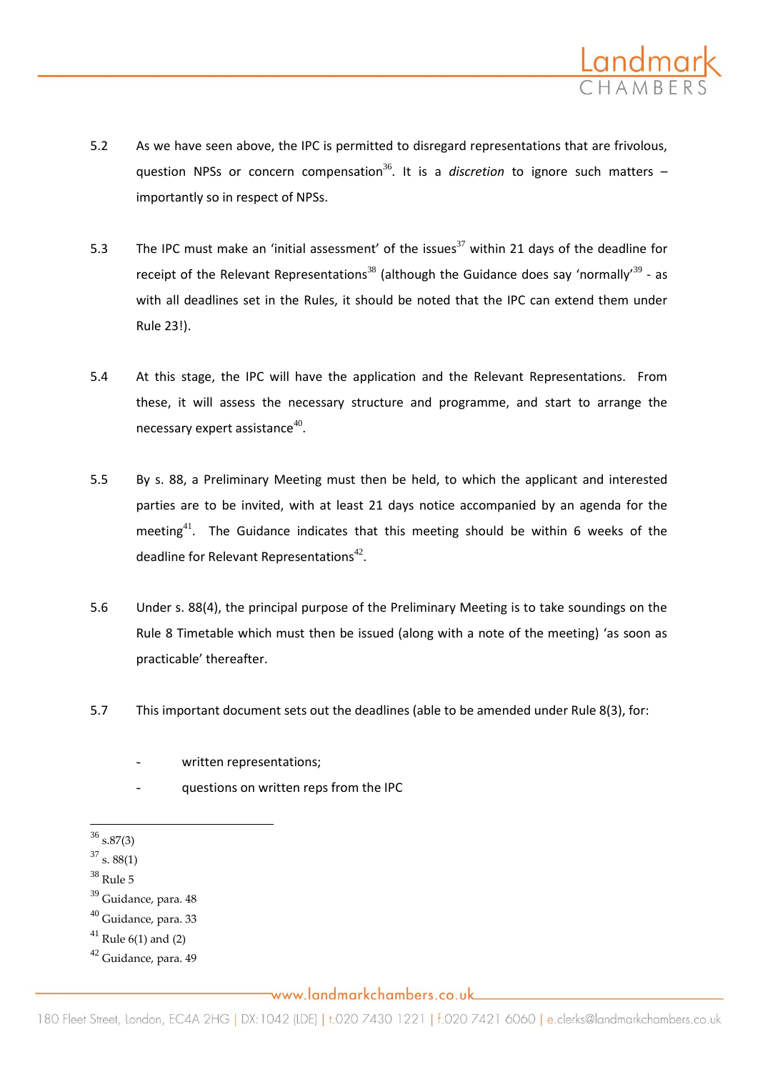5.2 As we have seen above, the IPC is permitted to disregard representations that are frivolous, question NPSs or concern compensation[36]. It is a *discretion* to ignore such matters – importantly so in respect of NPSs.

5.3 The IPC must make an 'initial assessment' of the issues[37] within 21 days of the deadline for receipt of the Relevant Representations[38] (although the Guidance does say 'normally'[39] - as with all deadlines set in the Rules, it should be noted that the IPC can extend them under Rule 23!).

5.4 At this stage, the IPC will have the application and the Relevant Representations. From these, it will assess the necessary structure and programme, and start to arrange the necessary expert assistance[40].

5.5 By s. 88, a Preliminary Meeting must then be held, to which the applicant and interested parties are to be invited, with at least 21 days notice accompanied by an agenda for the meeting[41]. The Guidance indicates that this meeting should be within 6 weeks of the deadline for Relevant Representations[42].

5.6 Under s. 88(4), the principal purpose of the Preliminary Meeting is to take soundings on the Rule 8 Timetable which must then be issued (along with a note of the meeting) 'as soon as practicable' thereafter.

5.7 This important document sets out the deadlines (able to be amended under Rule 8(3), for:

- written representations;
- questions on written reps from the IPC

---

[36] s.87(3)
[37] s. 88(1)
[38] Rule 5
[39] Guidance, para. 48
[40] Guidance, para. 33
[41] Rule 6(1) and (2)
[42] Guidance, para. 49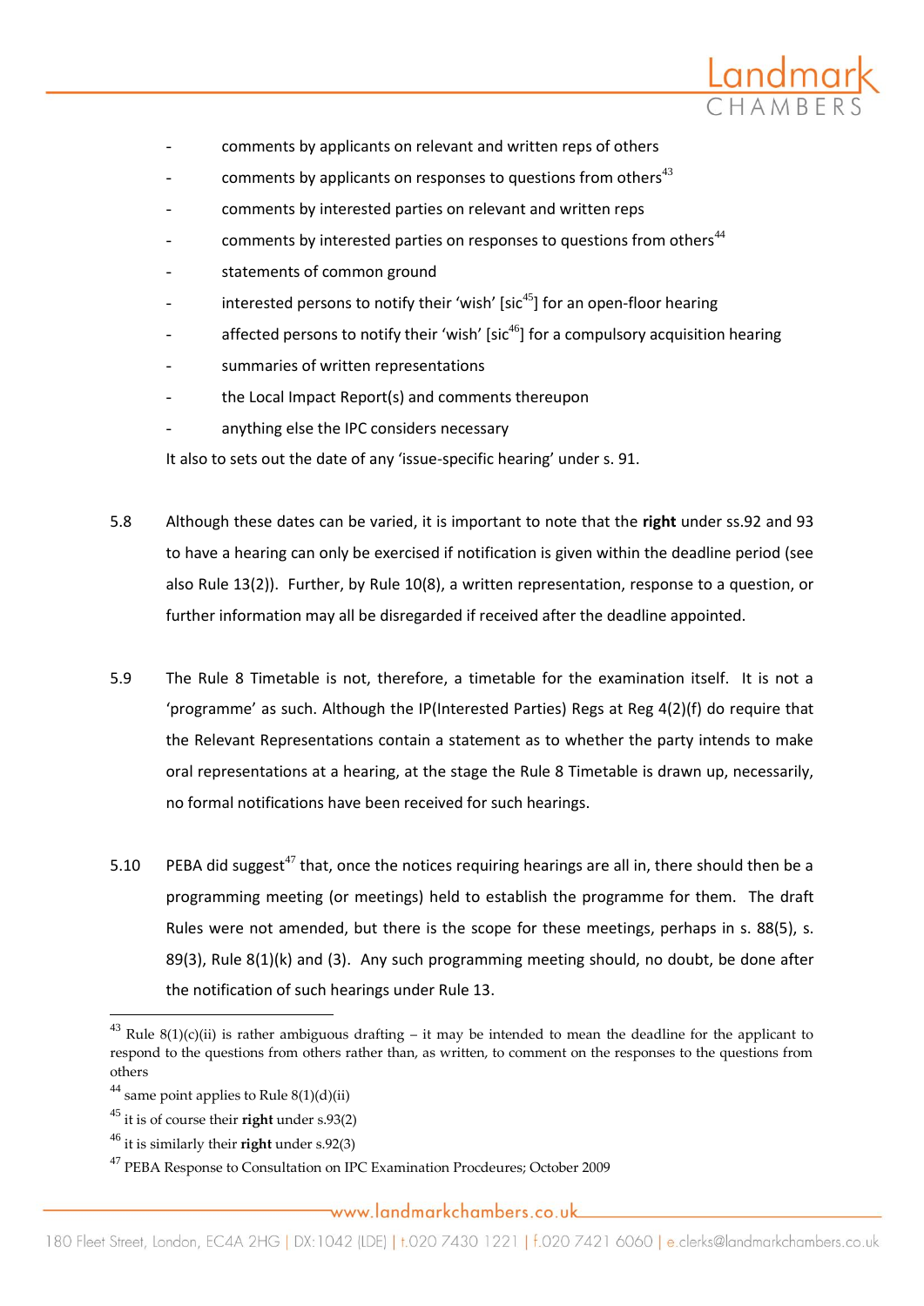- comments by applicants on relevant and written reps of others
- comments by applicants on responses to questions from others[43]
- comments by interested parties on relevant and written reps
- comments by interested parties on responses to questions from others[44]
- statements of common ground
- interested persons to notify their 'wish' [sic[45]] for an open-floor hearing
- affected persons to notify their 'wish' [sic[46]] for a compulsory acquisition hearing
- summaries of written representations
- the Local Impact Report(s) and comments thereupon
- anything else the IPC considers necessary

It also to sets out the date of any 'issue-specific hearing' under s. 91.

5.8 Although these dates can be varied, it is important to note that the **right** under ss.92 and 93 to have a hearing can only be exercised if notification is given within the deadline period (see also Rule 13(2)). Further, by Rule 10(8), a written representation, response to a question, or further information may all be disregarded if received after the deadline appointed.

5.9 The Rule 8 Timetable is not, therefore, a timetable for the examination itself. It is not a 'programme' as such. Although the IP(Interested Parties) Regs at Reg 4(2)(f) do require that the Relevant Representations contain a statement as to whether the party intends to make oral representations at a hearing, at the stage the Rule 8 Timetable is drawn up, necessarily, no formal notifications have been received for such hearings.

5.10 PEBA did suggest[47] that, once the notices requiring hearings are all in, there should then be a programming meeting (or meetings) held to establish the programme for them. The draft Rules were not amended, but there is the scope for these meetings, perhaps in s. 88(5), s. 89(3), Rule 8(1)(k) and (3). Any such programming meeting should, no doubt, be done after the notification of such hearings under Rule 13.

---

[43] Rule 8(1)(c)(ii) is rather ambiguous drafting – it may be intended to mean the deadline for the applicant to respond to the questions from others rather than, as written, to comment on the responses to the questions from others

[44] same point applies to Rule 8(1)(d)(ii)

[45] it is of course their **right** under s.93(2)

[46] it is similarly their **right** under s.92(3)

[47] PEBA Response to Consultation on IPC Examination Procdeures; October 2009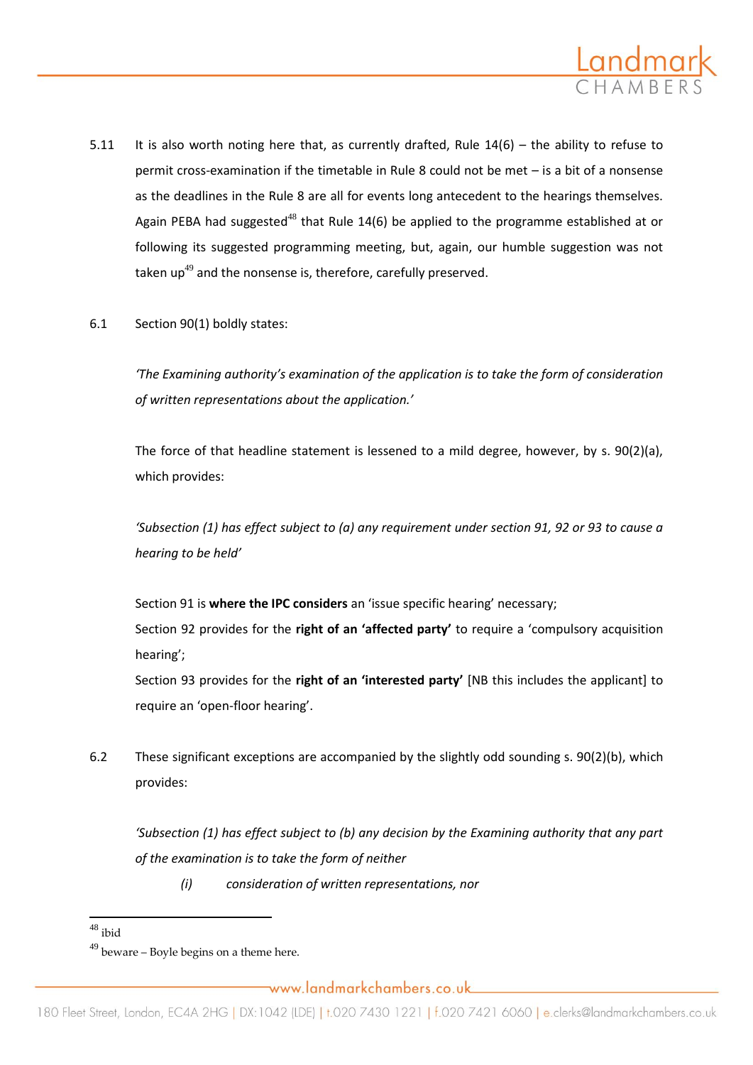5.11 It is also worth noting here that, as currently drafted, Rule 14(6) – the ability to refuse to permit cross-examination if the timetable in Rule 8 could not be met – is a bit of a nonsense as the deadlines in the Rule 8 are all for events long antecedent to the hearings themselves. Again PEBA had suggested[48] that Rule 14(6) be applied to the programme established at or following its suggested programming meeting, but, again, our humble suggestion was not taken up[49] and the nonsense is, therefore, carefully preserved.

6.1 Section 90(1) boldly states:

*'The Examining authority's examination of the application is to take the form of consideration of written representations about the application.'*

The force of that headline statement is lessened to a mild degree, however, by s. 90(2)(a), which provides:

*'Subsection (1) has effect subject to (a) any requirement under section 91, 92 or 93 to cause a hearing to be held'*

Section 91 is **where the IPC considers** an 'issue specific hearing' necessary;
Section 92 provides for the **right of an 'affected party'** to require a 'compulsory acquisition hearing';
Section 93 provides for the **right of an 'interested party'** [NB this includes the applicant] to require an 'open-floor hearing'.

6.2 These significant exceptions are accompanied by the slightly odd sounding s. 90(2)(b), which provides:

*'Subsection (1) has effect subject to (b) any decision by the Examining authority that any part of the examination is to take the form of neither*

*(i) consideration of written representations, nor*

---

[48] ibid

[49] beware – Boyle begins on a theme here.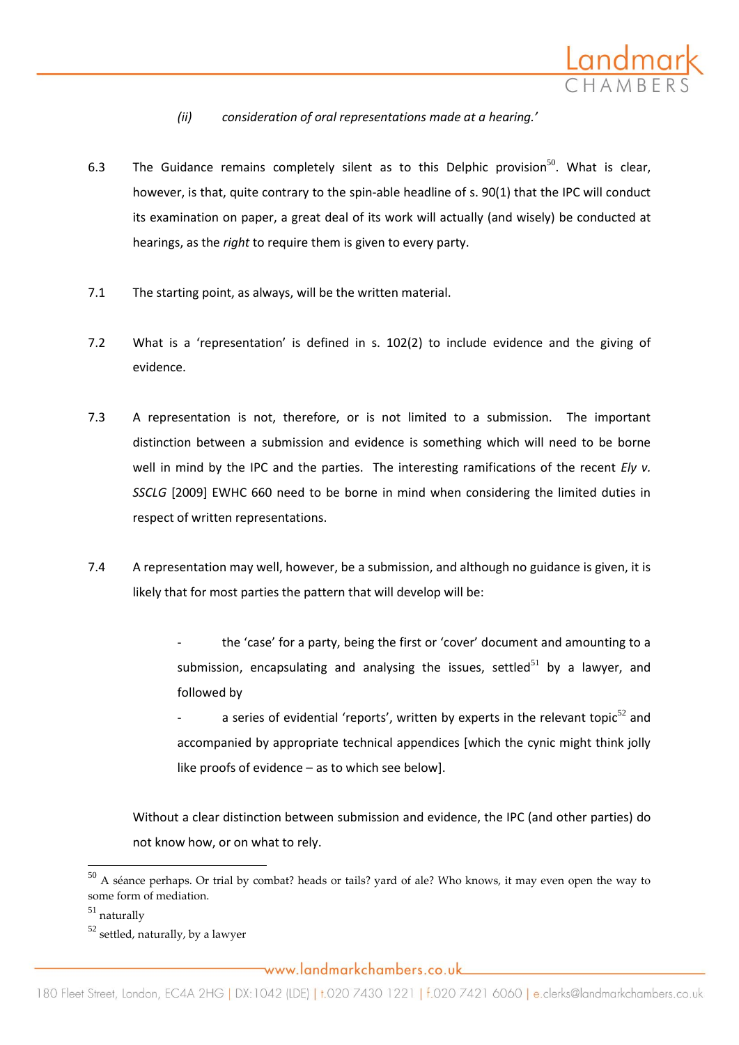*(ii) consideration of oral representations made at a hearing.'*

6.3 The Guidance remains completely silent as to this Delphic provision[50]. What is clear, however, is that, quite contrary to the spin-able headline of s. 90(1) that the IPC will conduct its examination on paper, a great deal of its work will actually (and wisely) be conducted at hearings, as the *right* to require them is given to every party.

7.1 The starting point, as always, will be the written material.

7.2 What is a 'representation' is defined in s. 102(2) to include evidence and the giving of evidence.

7.3 A representation is not, therefore, or is not limited to a submission. The important distinction between a submission and evidence is something which will need to be borne well in mind by the IPC and the parties. The interesting ramifications of the recent *Ely v. SSCLG* [2009] EWHC 660 need to be borne in mind when considering the limited duties in respect of written representations.

7.4 A representation may well, however, be a submission, and although no guidance is given, it is likely that for most parties the pattern that will develop will be:

- the 'case' for a party, being the first or 'cover' document and amounting to a submission, encapsulating and analysing the issues, settled[51] by a lawyer, and followed by
- a series of evidential 'reports', written by experts in the relevant topic[52] and accompanied by appropriate technical appendices [which the cynic might think jolly like proofs of evidence – as to which see below].

Without a clear distinction between submission and evidence, the IPC (and other parties) do not know how, or on what to rely.

---

[50] A séance perhaps. Or trial by combat? heads or tails? yard of ale? Who knows, it may even open the way to some form of mediation.

[51] naturally

[52] settled, naturally, by a lawyer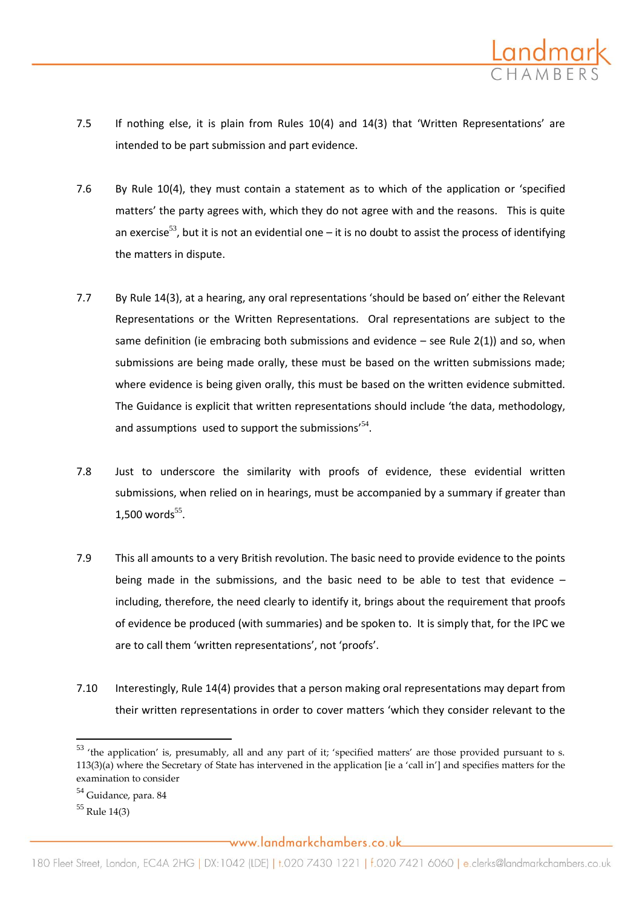7.5 If nothing else, it is plain from Rules 10(4) and 14(3) that 'Written Representations' are intended to be part submission and part evidence.

7.6 By Rule 10(4), they must contain a statement as to which of the application or 'specified matters' the party agrees with, which they do not agree with and the reasons. This is quite an exercise[53], but it is not an evidential one – it is no doubt to assist the process of identifying the matters in dispute.

7.7 By Rule 14(3), at a hearing, any oral representations 'should be based on' either the Relevant Representations or the Written Representations. Oral representations are subject to the same definition (ie embracing both submissions and evidence – see Rule 2(1)) and so, when submissions are being made orally, these must be based on the written submissions made; where evidence is being given orally, this must be based on the written evidence submitted. The Guidance is explicit that written representations should include 'the data, methodology, and assumptions used to support the submissions'[54].

7.8 Just to underscore the similarity with proofs of evidence, these evidential written submissions, when relied on in hearings, must be accompanied by a summary if greater than 1,500 words[55].

7.9 This all amounts to a very British revolution. The basic need to provide evidence to the points being made in the submissions, and the basic need to be able to test that evidence – including, therefore, the need clearly to identify it, brings about the requirement that proofs of evidence be produced (with summaries) and be spoken to. It is simply that, for the IPC we are to call them 'written representations', not 'proofs'.

7.10 Interestingly, Rule 14(4) provides that a person making oral representations may depart from their written representations in order to cover matters 'which they consider relevant to the

---

[53] 'the application' is, presumably, all and any part of it; 'specified matters' are those provided pursuant to s. 113(3)(a) where the Secretary of State has intervened in the application [ie a 'call in'] and specifies matters for the examination to consider

[54] Guidance, para. 84

[55] Rule 14(3)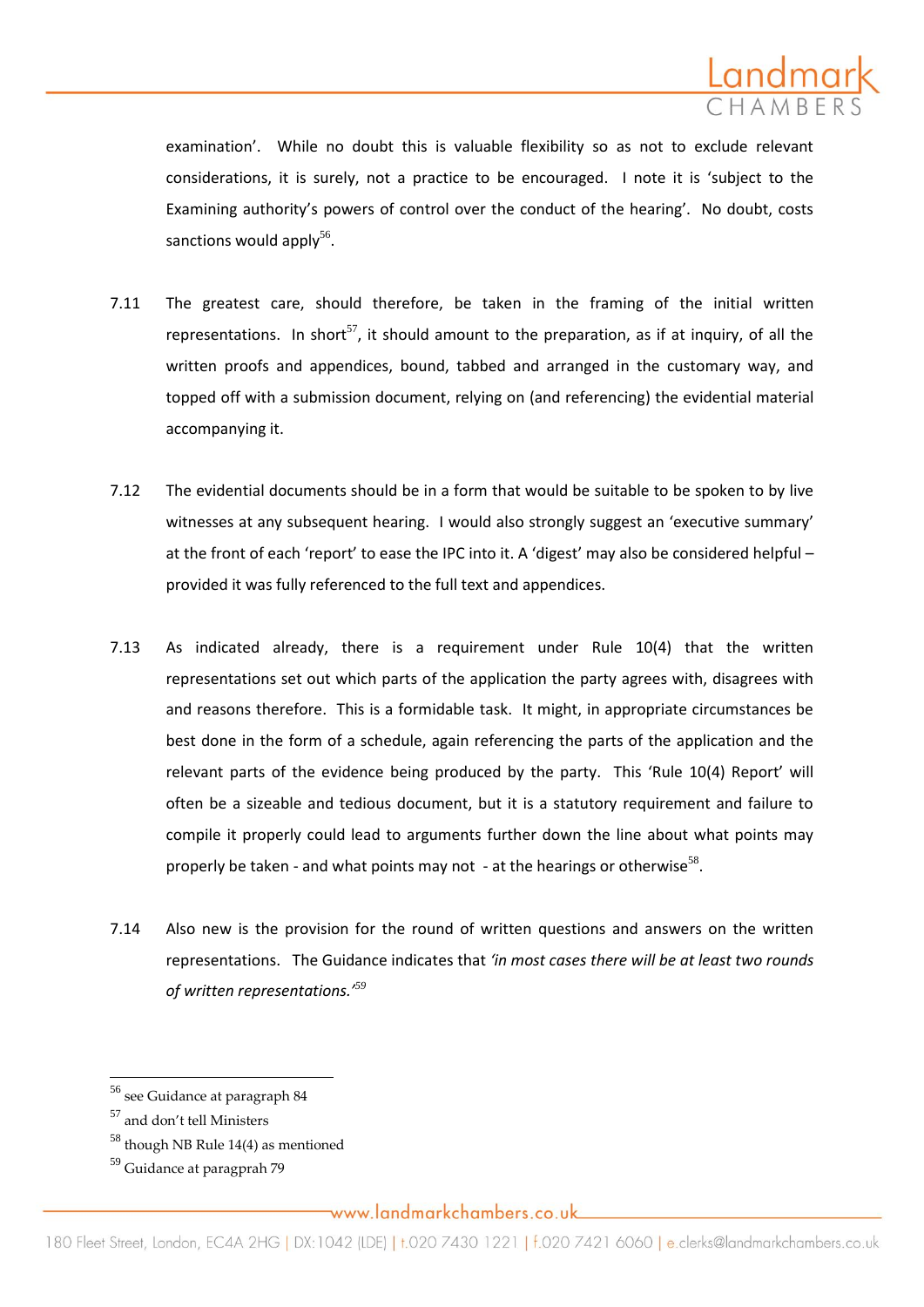examination'. While no doubt this is valuable flexibility so as not to exclude relevant considerations, it is surely, not a practice to be encouraged. I note it is 'subject to the Examining authority's powers of control over the conduct of the hearing'. No doubt, costs sanctions would apply[56].

7.11 The greatest care, should therefore, be taken in the framing of the initial written representations. In short[57], it should amount to the preparation, as if at inquiry, of all the written proofs and appendices, bound, tabbed and arranged in the customary way, and topped off with a submission document, relying on (and referencing) the evidential material accompanying it.

7.12 The evidential documents should be in a form that would be suitable to be spoken to by live witnesses at any subsequent hearing. I would also strongly suggest an 'executive summary' at the front of each 'report' to ease the IPC into it. A 'digest' may also be considered helpful – provided it was fully referenced to the full text and appendices.

7.13 As indicated already, there is a requirement under Rule 10(4) that the written representations set out which parts of the application the party agrees with, disagrees with and reasons therefore. This is a formidable task. It might, in appropriate circumstances be best done in the form of a schedule, again referencing the parts of the application and the relevant parts of the evidence being produced by the party. This 'Rule 10(4) Report' will often be a sizeable and tedious document, but it is a statutory requirement and failure to compile it properly could lead to arguments further down the line about what points may properly be taken - and what points may not - at the hearings or otherwise[58].

7.14 Also new is the provision for the round of written questions and answers on the written representations. The Guidance indicates that *'in most cases there will be at least two rounds of written representations.'*[59]

---

[56] see Guidance at paragraph 84

[57] and don't tell Ministers

[58] though NB Rule 14(4) as mentioned

[59] Guidance at paragprah 79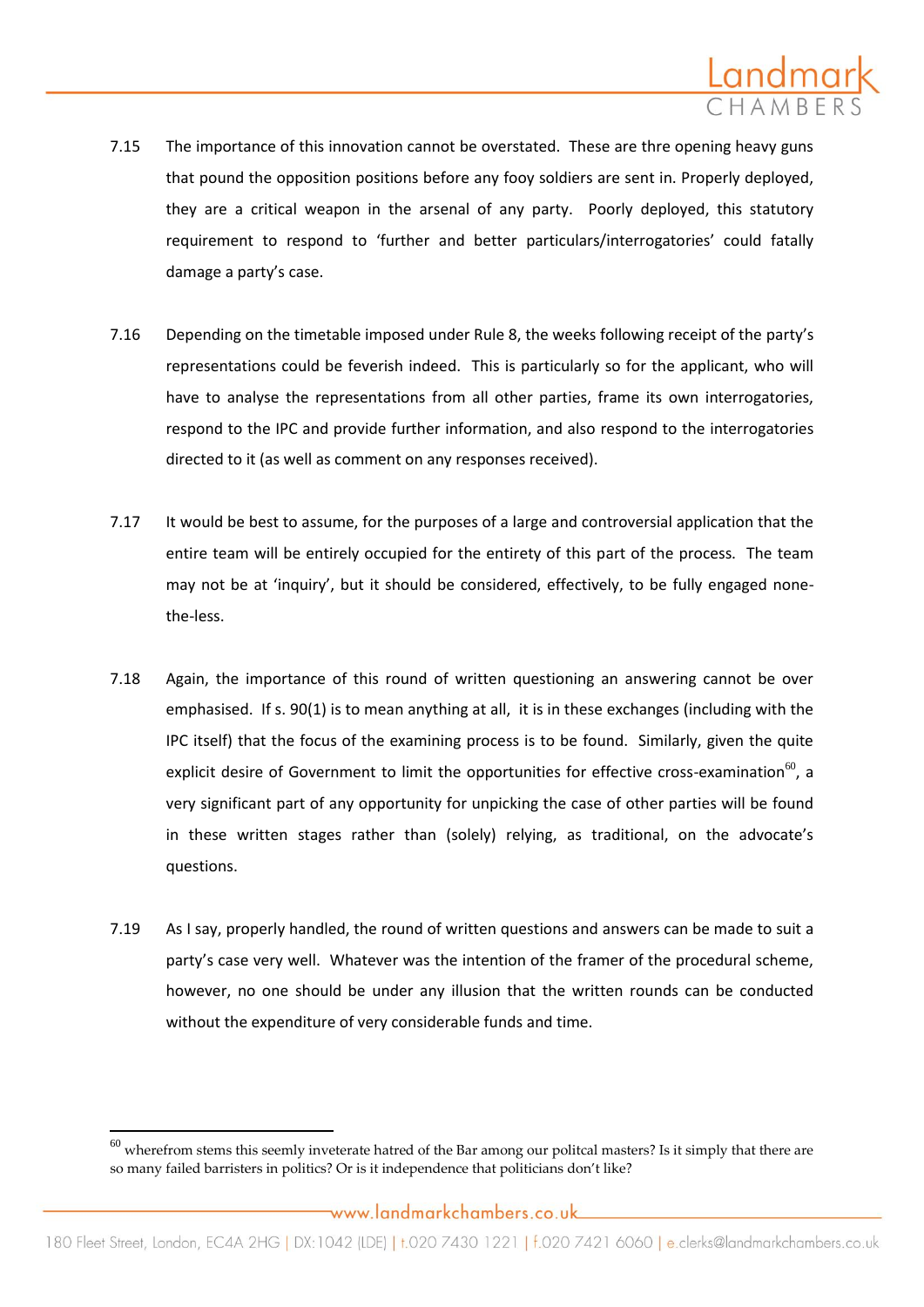7.15 The importance of this innovation cannot be overstated. These are thre opening heavy guns that pound the opposition positions before any fooy soldiers are sent in. Properly deployed, they are a critical weapon in the arsenal of any party. Poorly deployed, this statutory requirement to respond to 'further and better particulars/interrogatories' could fatally damage a party's case.

7.16 Depending on the timetable imposed under Rule 8, the weeks following receipt of the party's representations could be feverish indeed. This is particularly so for the applicant, who will have to analyse the representations from all other parties, frame its own interrogatories, respond to the IPC and provide further information, and also respond to the interrogatories directed to it (as well as comment on any responses received).

7.17 It would be best to assume, for the purposes of a large and controversial application that the entire team will be entirely occupied for the entirety of this part of the process. The team may not be at 'inquiry', but it should be considered, effectively, to be fully engaged none-the-less.

7.18 Again, the importance of this round of written questioning an answering cannot be over emphasised. If s. 90(1) is to mean anything at all, it is in these exchanges (including with the IPC itself) that the focus of the examining process is to be found. Similarly, given the quite explicit desire of Government to limit the opportunities for effective cross-examination[60], a very significant part of any opportunity for unpicking the case of other parties will be found in these written stages rather than (solely) relying, as traditional, on the advocate's questions.

7.19 As I say, properly handled, the round of written questions and answers can be made to suit a party's case very well. Whatever was the intention of the framer of the procedural scheme, however, no one should be under any illusion that the written rounds can be conducted without the expenditure of very considerable funds and time.

---

[60] wherefrom stems this seemly inveterate hatred of the Bar among our politcal masters? Is it simply that there are so many failed barristers in politics? Or is it independence that politicians don't like?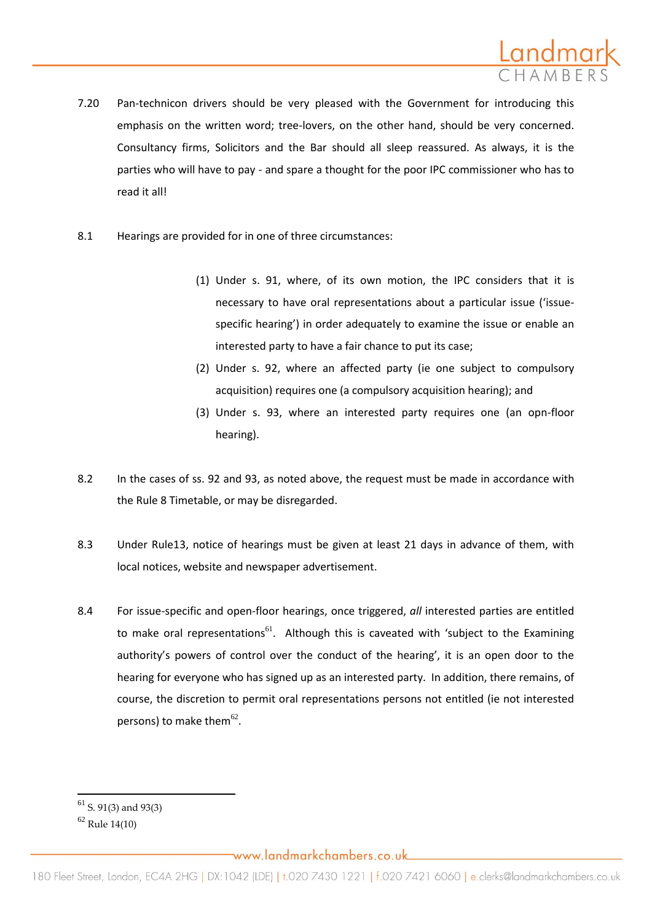7.20 Pan-technicon drivers should be very pleased with the Government for introducing this emphasis on the written word; tree-lovers, on the other hand, should be very concerned. Consultancy firms, Solicitors and the Bar should all sleep reassured. As always, it is the parties who will have to pay - and spare a thought for the poor IPC commissioner who has to read it all!

8.1 Hearings are provided for in one of three circumstances:

> (1) Under s. 91, where, of its own motion, the IPC considers that it is necessary to have oral representations about a particular issue ('issue-specific hearing') in order adequately to examine the issue or enable an interested party to have a fair chance to put its case;
>
> (2) Under s. 92, where an affected party (ie one subject to compulsory acquisition) requires one (a compulsory acquisition hearing); and
>
> (3) Under s. 93, where an interested party requires one (an opn-floor hearing).

8.2 In the cases of ss. 92 and 93, as noted above, the request must be made in accordance with the Rule 8 Timetable, or may be disregarded.

8.3 Under Rule13, notice of hearings must be given at least 21 days in advance of them, with local notices, website and newspaper advertisement.

8.4 For issue-specific and open-floor hearings, once triggered, *all* interested parties are entitled to make oral representations[61]. Although this is caveated with 'subject to the Examining authority's powers of control over the conduct of the hearing', it is an open door to the hearing for everyone who has signed up as an interested party. In addition, there remains, of course, the discretion to permit oral representations persons not entitled (ie not interested persons) to make them[62].

---

[61] S. 91(3) and 93(3)

[62] Rule 14(10)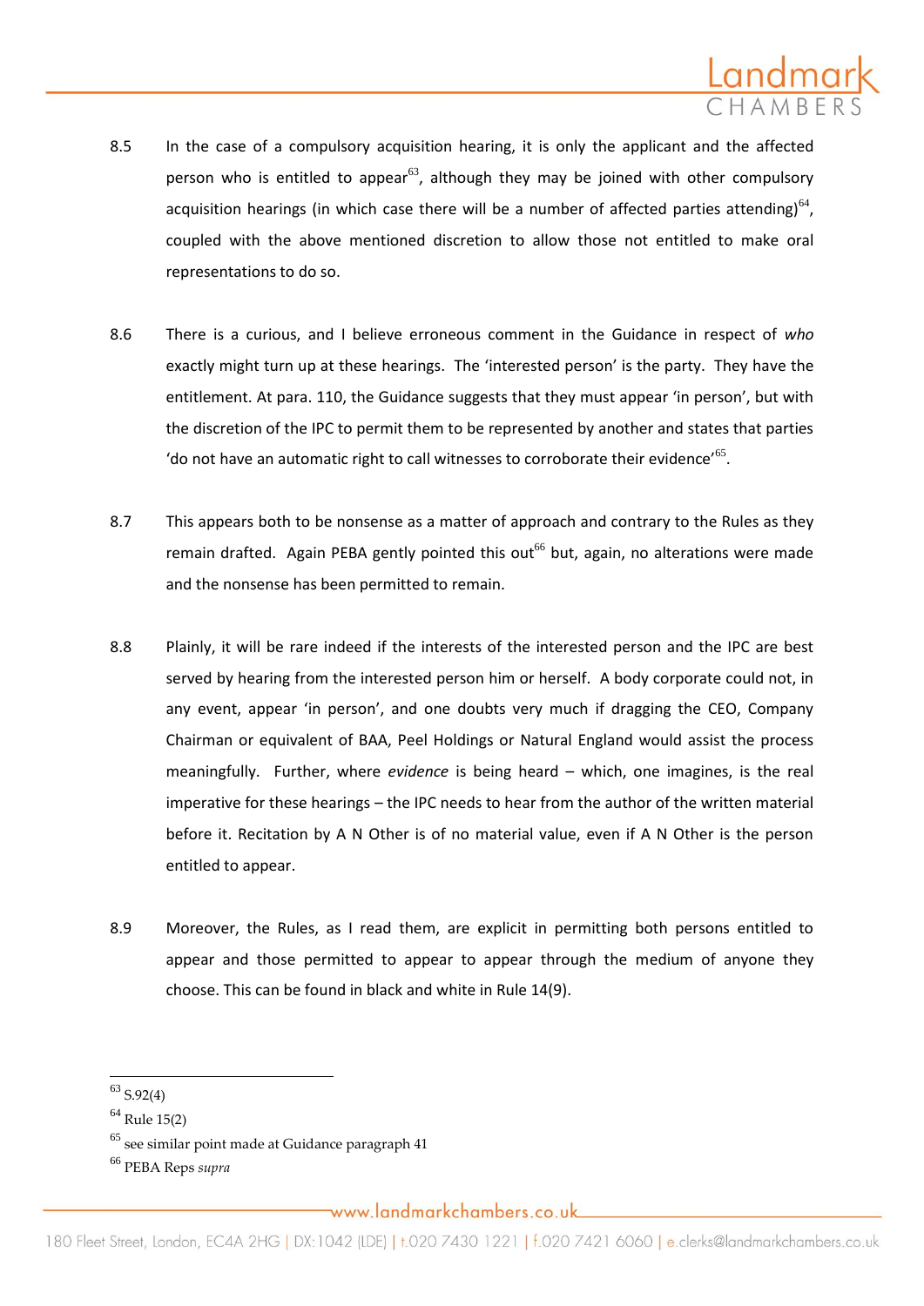8.5 In the case of a compulsory acquisition hearing, it is only the applicant and the affected person who is entitled to appear[63], although they may be joined with other compulsory acquisition hearings (in which case there will be a number of affected parties attending)[64], coupled with the above mentioned discretion to allow those not entitled to make oral representations to do so.

8.6 There is a curious, and I believe erroneous comment in the Guidance in respect of *who* exactly might turn up at these hearings. The 'interested person' is the party. They have the entitlement. At para. 110, the Guidance suggests that they must appear 'in person', but with the discretion of the IPC to permit them to be represented by another and states that parties 'do not have an automatic right to call witnesses to corroborate their evidence'[65].

8.7 This appears both to be nonsense as a matter of approach and contrary to the Rules as they remain drafted. Again PEBA gently pointed this out[66] but, again, no alterations were made and the nonsense has been permitted to remain.

8.8 Plainly, it will be rare indeed if the interests of the interested person and the IPC are best served by hearing from the interested person him or herself. A body corporate could not, in any event, appear 'in person', and one doubts very much if dragging the CEO, Company Chairman or equivalent of BAA, Peel Holdings or Natural England would assist the process meaningfully. Further, where *evidence* is being heard – which, one imagines, is the real imperative for these hearings – the IPC needs to hear from the author of the written material before it. Recitation by A N Other is of no material value, even if A N Other is the person entitled to appear.

8.9 Moreover, the Rules, as I read them, are explicit in permitting both persons entitled to appear and those permitted to appear to appear through the medium of anyone they choose. This can be found in black and white in Rule 14(9).

---

[63] S.92(4)

[64] Rule 15(2)

[65] see similar point made at Guidance paragraph 41

[66] PEBA Reps *supra*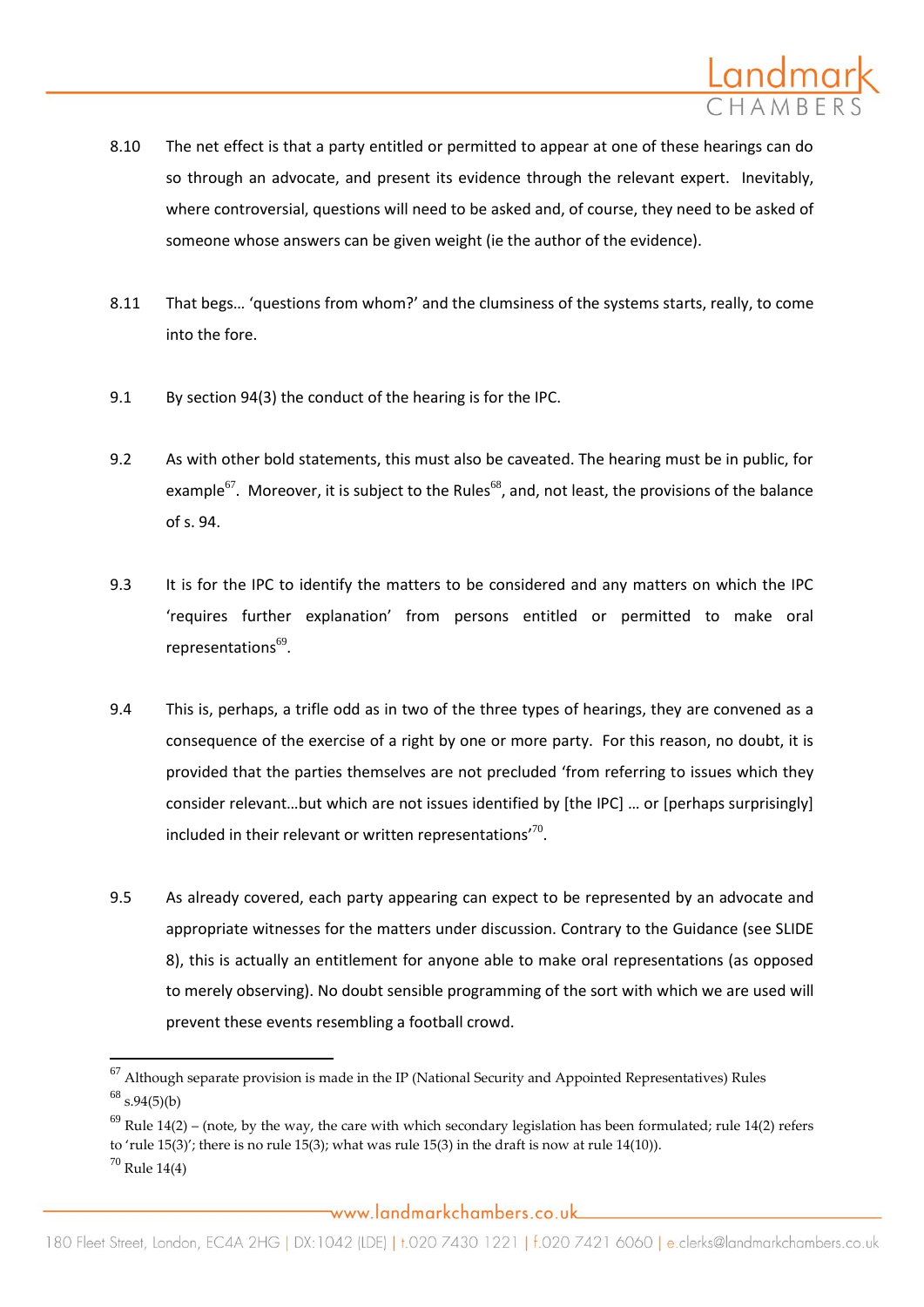8.10 The net effect is that a party entitled or permitted to appear at one of these hearings can do so through an advocate, and present its evidence through the relevant expert. Inevitably, where controversial, questions will need to be asked and, of course, they need to be asked of someone whose answers can be given weight (ie the author of the evidence).

8.11 That begs… 'questions from whom?' and the clumsiness of the systems starts, really, to come into the fore.

9.1 By section 94(3) the conduct of the hearing is for the IPC.

9.2 As with other bold statements, this must also be caveated. The hearing must be in public, for example[67]. Moreover, it is subject to the Rules[68], and, not least, the provisions of the balance of s. 94.

9.3 It is for the IPC to identify the matters to be considered and any matters on which the IPC 'requires further explanation' from persons entitled or permitted to make oral representations[69].

9.4 This is, perhaps, a trifle odd as in two of the three types of hearings, they are convened as a consequence of the exercise of a right by one or more party. For this reason, no doubt, it is provided that the parties themselves are not precluded 'from referring to issues which they consider relevant…but which are not issues identified by [the IPC] … or [perhaps surprisingly] included in their relevant or written representations'[70].

9.5 As already covered, each party appearing can expect to be represented by an advocate and appropriate witnesses for the matters under discussion. Contrary to the Guidance (see SLIDE 8), this is actually an entitlement for anyone able to make oral representations (as opposed to merely observing). No doubt sensible programming of the sort with which we are used will prevent these events resembling a football crowd.

---

[67] Although separate provision is made in the IP (National Security and Appointed Representatives) Rules

[68] s.94(5)(b)

[69] Rule 14(2) – (note, by the way, the care with which secondary legislation has been formulated; rule 14(2) refers to 'rule 15(3)'; there is no rule 15(3); what was rule 15(3) in the draft is now at rule 14(10)).

[70] Rule 14(4)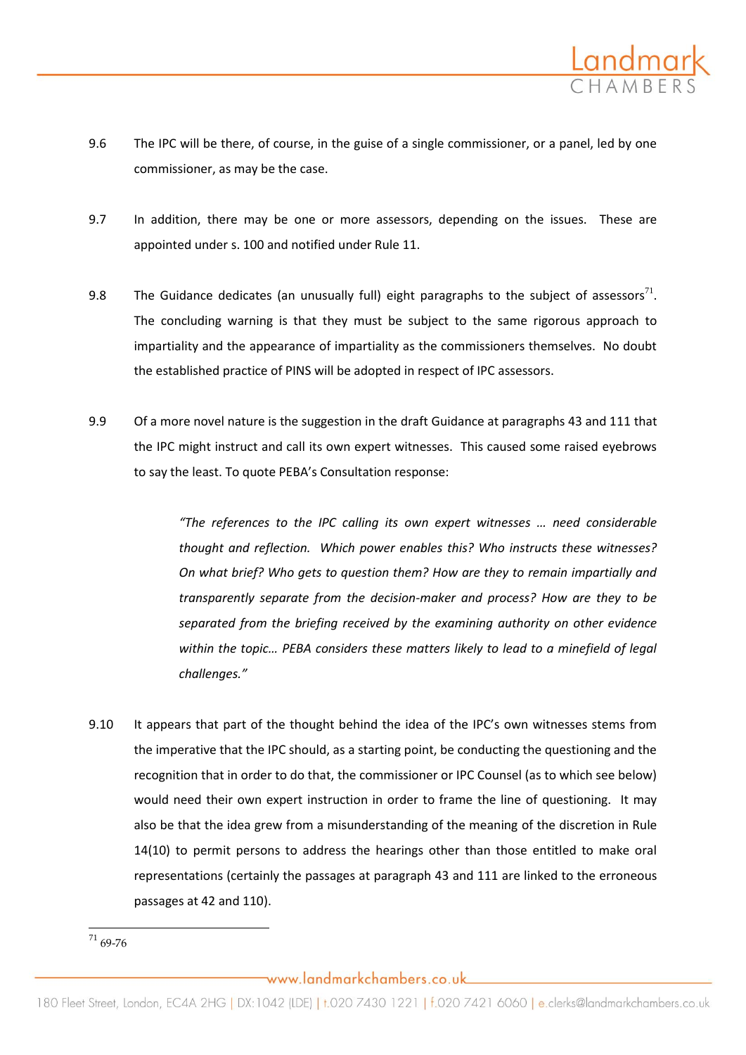9.6 The IPC will be there, of course, in the guise of a single commissioner, or a panel, led by one commissioner, as may be the case.

9.7 In addition, there may be one or more assessors, depending on the issues. These are appointed under s. 100 and notified under Rule 11.

9.8 The Guidance dedicates (an unusually full) eight paragraphs to the subject of assessors[71]. The concluding warning is that they must be subject to the same rigorous approach to impartiality and the appearance of impartiality as the commissioners themselves. No doubt the established practice of PINS will be adopted in respect of IPC assessors.

9.9 Of a more novel nature is the suggestion in the draft Guidance at paragraphs 43 and 111 that the IPC might instruct and call its own expert witnesses. This caused some raised eyebrows to say the least. To quote PEBA's Consultation response:

> *"The references to the IPC calling its own expert witnesses … need considerable thought and reflection. Which power enables this? Who instructs these witnesses? On what brief? Who gets to question them? How are they to remain impartially and transparently separate from the decision-maker and process? How are they to be separated from the briefing received by the examining authority on other evidence within the topic… PEBA considers these matters likely to lead to a minefield of legal challenges."*

9.10 It appears that part of the thought behind the idea of the IPC's own witnesses stems from the imperative that the IPC should, as a starting point, be conducting the questioning and the recognition that in order to do that, the commissioner or IPC Counsel (as to which see below) would need their own expert instruction in order to frame the line of questioning. It may also be that the idea grew from a misunderstanding of the meaning of the discretion in Rule 14(10) to permit persons to address the hearings other than those entitled to make oral representations (certainly the passages at paragraph 43 and 111 are linked to the erroneous passages at 42 and 110).

---

[71] 69-76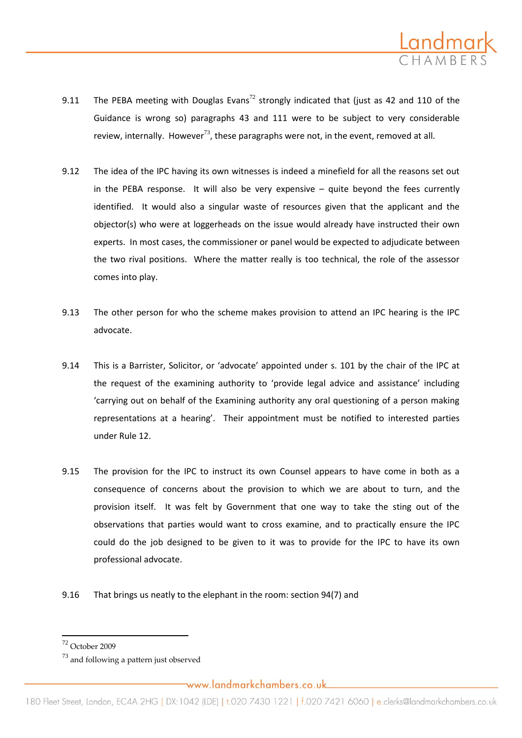9.11 The PEBA meeting with Douglas Evans[72] strongly indicated that (just as 42 and 110 of the Guidance is wrong so) paragraphs 43 and 111 were to be subject to very considerable review, internally. However[73], these paragraphs were not, in the event, removed at all.

9.12 The idea of the IPC having its own witnesses is indeed a minefield for all the reasons set out in the PEBA response. It will also be very expensive – quite beyond the fees currently identified. It would also a singular waste of resources given that the applicant and the objector(s) who were at loggerheads on the issue would already have instructed their own experts. In most cases, the commissioner or panel would be expected to adjudicate between the two rival positions. Where the matter really is too technical, the role of the assessor comes into play.

9.13 The other person for who the scheme makes provision to attend an IPC hearing is the IPC advocate.

9.14 This is a Barrister, Solicitor, or 'advocate' appointed under s. 101 by the chair of the IPC at the request of the examining authority to 'provide legal advice and assistance' including 'carrying out on behalf of the Examining authority any oral questioning of a person making representations at a hearing'. Their appointment must be notified to interested parties under Rule 12.

9.15 The provision for the IPC to instruct its own Counsel appears to have come in both as a consequence of concerns about the provision to which we are about to turn, and the provision itself. It was felt by Government that one way to take the sting out of the observations that parties would want to cross examine, and to practically ensure the IPC could do the job designed to be given to it was to provide for the IPC to have its own professional advocate.

9.16 That brings us neatly to the elephant in the room: section 94(7) and

---

[72] October 2009

[73] and following a pattern just observed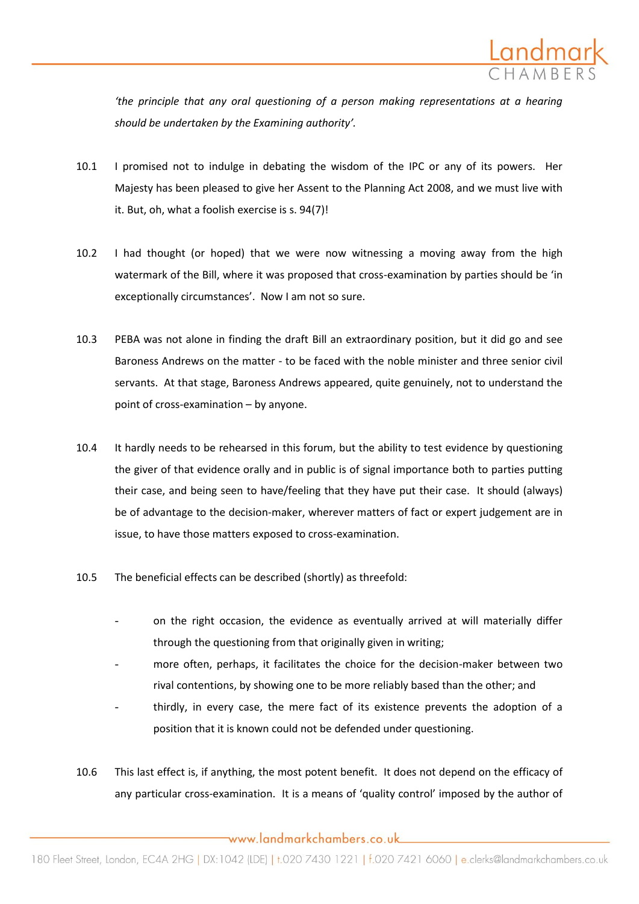*'the principle that any oral questioning of a person making representations at a hearing should be undertaken by the Examining authority'.*

10.1 I promised not to indulge in debating the wisdom of the IPC or any of its powers. Her Majesty has been pleased to give her Assent to the Planning Act 2008, and we must live with it. But, oh, what a foolish exercise is s. 94(7)!

10.2 I had thought (or hoped) that we were now witnessing a moving away from the high watermark of the Bill, where it was proposed that cross-examination by parties should be 'in exceptionally circumstances'. Now I am not so sure.

10.3 PEBA was not alone in finding the draft Bill an extraordinary position, but it did go and see Baroness Andrews on the matter - to be faced with the noble minister and three senior civil servants. At that stage, Baroness Andrews appeared, quite genuinely, not to understand the point of cross-examination – by anyone.

10.4 It hardly needs to be rehearsed in this forum, but the ability to test evidence by questioning the giver of that evidence orally and in public is of signal importance both to parties putting their case, and being seen to have/feeling that they have put their case. It should (always) be of advantage to the decision-maker, wherever matters of fact or expert judgement are in issue, to have those matters exposed to cross-examination.

10.5 The beneficial effects can be described (shortly) as threefold:

- on the right occasion, the evidence as eventually arrived at will materially differ through the questioning from that originally given in writing;
- more often, perhaps, it facilitates the choice for the decision-maker between two rival contentions, by showing one to be more reliably based than the other; and
- thirdly, in every case, the mere fact of its existence prevents the adoption of a position that it is known could not be defended under questioning.

10.6 This last effect is, if anything, the most potent benefit. It does not depend on the efficacy of any particular cross-examination. It is a means of 'quality control' imposed by the author of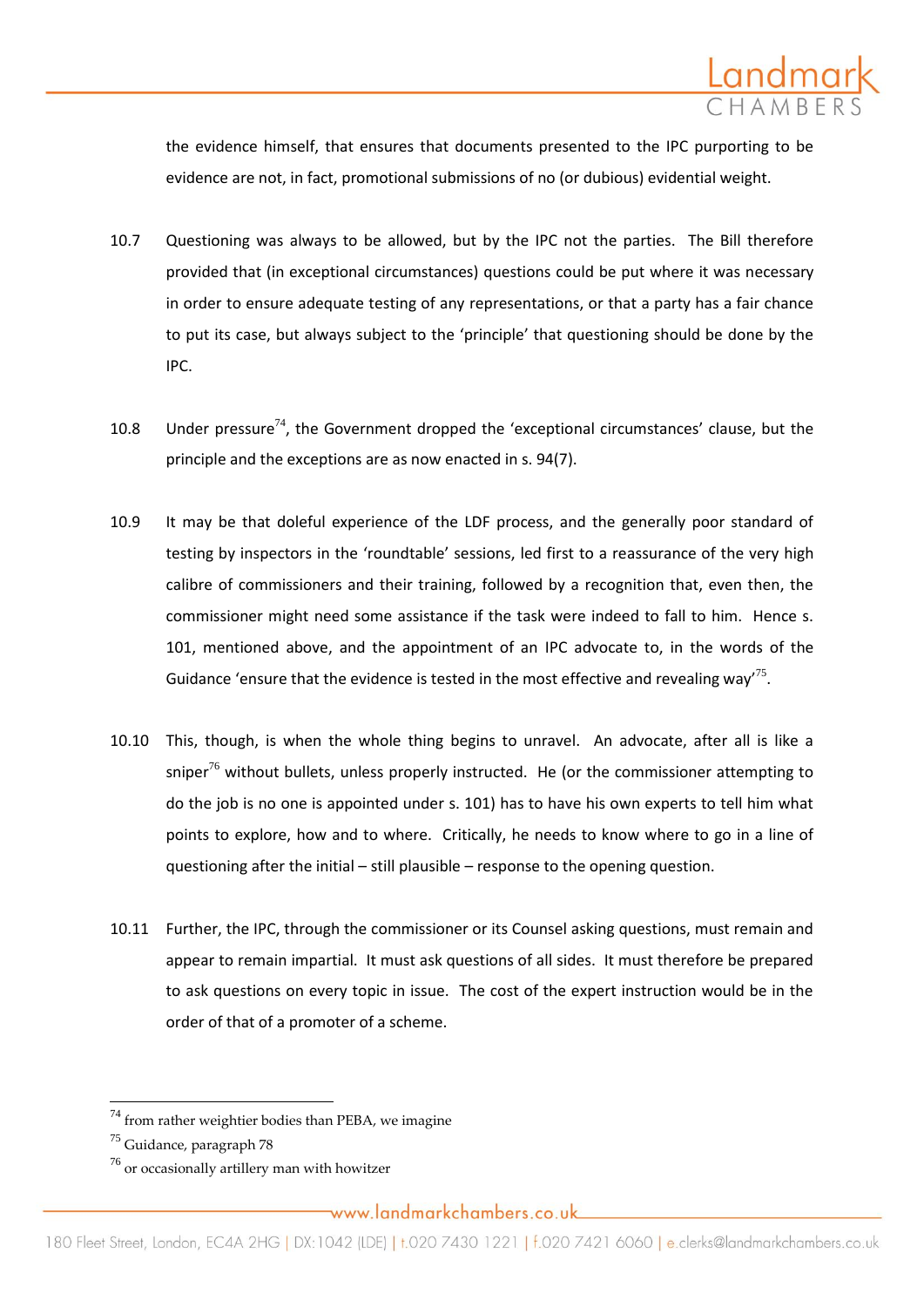the evidence himself, that ensures that documents presented to the IPC purporting to be evidence are not, in fact, promotional submissions of no (or dubious) evidential weight.

10.7 Questioning was always to be allowed, but by the IPC not the parties. The Bill therefore provided that (in exceptional circumstances) questions could be put where it was necessary in order to ensure adequate testing of any representations, or that a party has a fair chance to put its case, but always subject to the 'principle' that questioning should be done by the IPC.

10.8 Under pressure[74], the Government dropped the 'exceptional circumstances' clause, but the principle and the exceptions are as now enacted in s. 94(7).

10.9 It may be that doleful experience of the LDF process, and the generally poor standard of testing by inspectors in the 'roundtable' sessions, led first to a reassurance of the very high calibre of commissioners and their training, followed by a recognition that, even then, the commissioner might need some assistance if the task were indeed to fall to him. Hence s. 101, mentioned above, and the appointment of an IPC advocate to, in the words of the Guidance 'ensure that the evidence is tested in the most effective and revealing way'[75].

10.10 This, though, is when the whole thing begins to unravel. An advocate, after all is like a sniper[76] without bullets, unless properly instructed. He (or the commissioner attempting to do the job is no one is appointed under s. 101) has to have his own experts to tell him what points to explore, how and to where. Critically, he needs to know where to go in a line of questioning after the initial – still plausible – response to the opening question.

10.11 Further, the IPC, through the commissioner or its Counsel asking questions, must remain and appear to remain impartial. It must ask questions of all sides. It must therefore be prepared to ask questions on every topic in issue. The cost of the expert instruction would be in the order of that of a promoter of a scheme.

---

[74] from rather weightier bodies than PEBA, we imagine

[75] Guidance, paragraph 78

[76] or occasionally artillery man with howitzer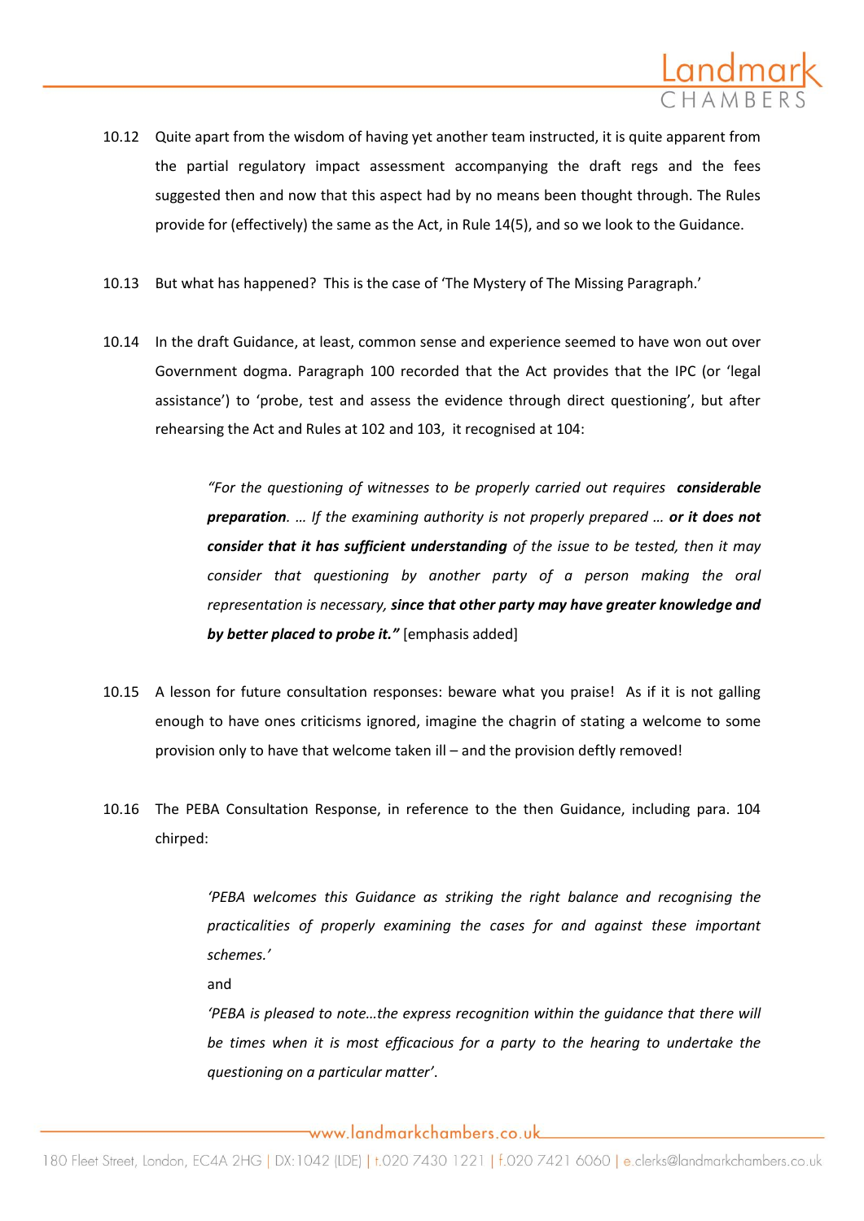10.12 Quite apart from the wisdom of having yet another team instructed, it is quite apparent from the partial regulatory impact assessment accompanying the draft regs and the fees suggested then and now that this aspect had by no means been thought through. The Rules provide for (effectively) the same as the Act, in Rule 14(5), and so we look to the Guidance.

10.13 But what has happened? This is the case of 'The Mystery of The Missing Paragraph.'

10.14 In the draft Guidance, at least, common sense and experience seemed to have won out over Government dogma. Paragraph 100 recorded that the Act provides that the IPC (or 'legal assistance') to 'probe, test and assess the evidence through direct questioning', but after rehearsing the Act and Rules at 102 and 103, it recognised at 104:

> *"For the questioning of witnesses to be properly carried out requires* ***considerable preparation****. … If the examining authority is not properly prepared …* ***or it does not consider that it has sufficient understanding*** *of the issue to be tested, then it may consider that questioning by another party of a person making the oral representation is necessary,* ***since that other party may have greater knowledge and by better placed to probe it."*** [emphasis added]

10.15 A lesson for future consultation responses: beware what you praise! As if it is not galling enough to have ones criticisms ignored, imagine the chagrin of stating a welcome to some provision only to have that welcome taken ill – and the provision deftly removed!

10.16 The PEBA Consultation Response, in reference to the then Guidance, including para. 104 chirped:

> *'PEBA welcomes this Guidance as striking the right balance and recognising the practicalities of properly examining the cases for and against these important schemes.'*
>
> and
>
> *'PEBA is pleased to note…the express recognition within the guidance that there will be times when it is most efficacious for a party to the hearing to undertake the questioning on a particular matter'*.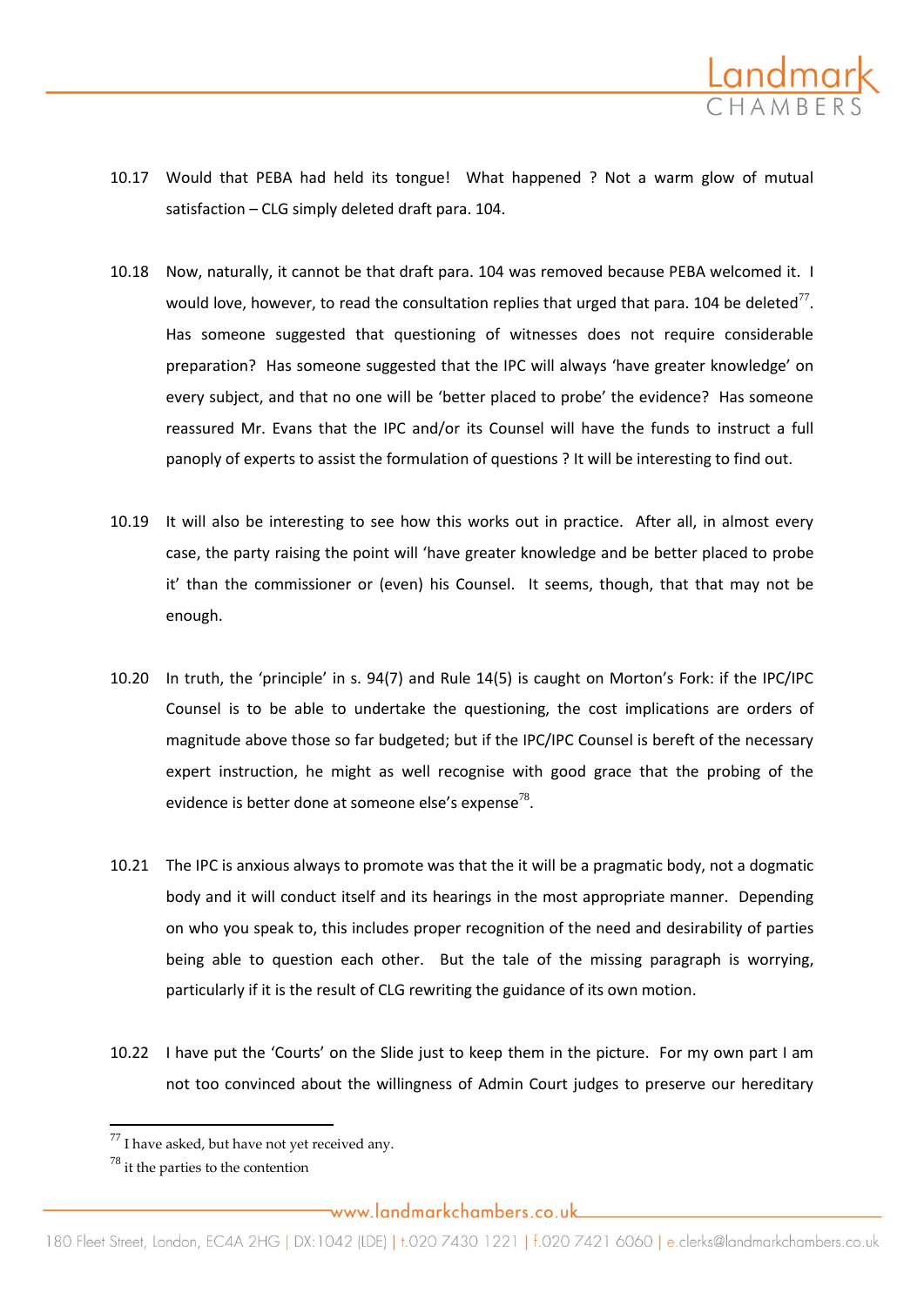10.17 Would that PEBA had held its tongue! What happened ? Not a warm glow of mutual satisfaction – CLG simply deleted draft para. 104.

10.18 Now, naturally, it cannot be that draft para. 104 was removed because PEBA welcomed it. I would love, however, to read the consultation replies that urged that para. 104 be deleted[77]. Has someone suggested that questioning of witnesses does not require considerable preparation? Has someone suggested that the IPC will always 'have greater knowledge' on every subject, and that no one will be 'better placed to probe' the evidence? Has someone reassured Mr. Evans that the IPC and/or its Counsel will have the funds to instruct a full panoply of experts to assist the formulation of questions ? It will be interesting to find out.

10.19 It will also be interesting to see how this works out in practice. After all, in almost every case, the party raising the point will 'have greater knowledge and be better placed to probe it' than the commissioner or (even) his Counsel. It seems, though, that that may not be enough.

10.20 In truth, the 'principle' in s. 94(7) and Rule 14(5) is caught on Morton's Fork: if the IPC/IPC Counsel is to be able to undertake the questioning, the cost implications are orders of magnitude above those so far budgeted; but if the IPC/IPC Counsel is bereft of the necessary expert instruction, he might as well recognise with good grace that the probing of the evidence is better done at someone else's expense[78].

10.21 The IPC is anxious always to promote was that the it will be a pragmatic body, not a dogmatic body and it will conduct itself and its hearings in the most appropriate manner. Depending on who you speak to, this includes proper recognition of the need and desirability of parties being able to question each other. But the tale of the missing paragraph is worrying, particularly if it is the result of CLG rewriting the guidance of its own motion.

10.22 I have put the 'Courts' on the Slide just to keep them in the picture. For my own part I am not too convinced about the willingness of Admin Court judges to preserve our hereditary

---

[77] I have asked, but have not yet received any.

[78] it the parties to the contention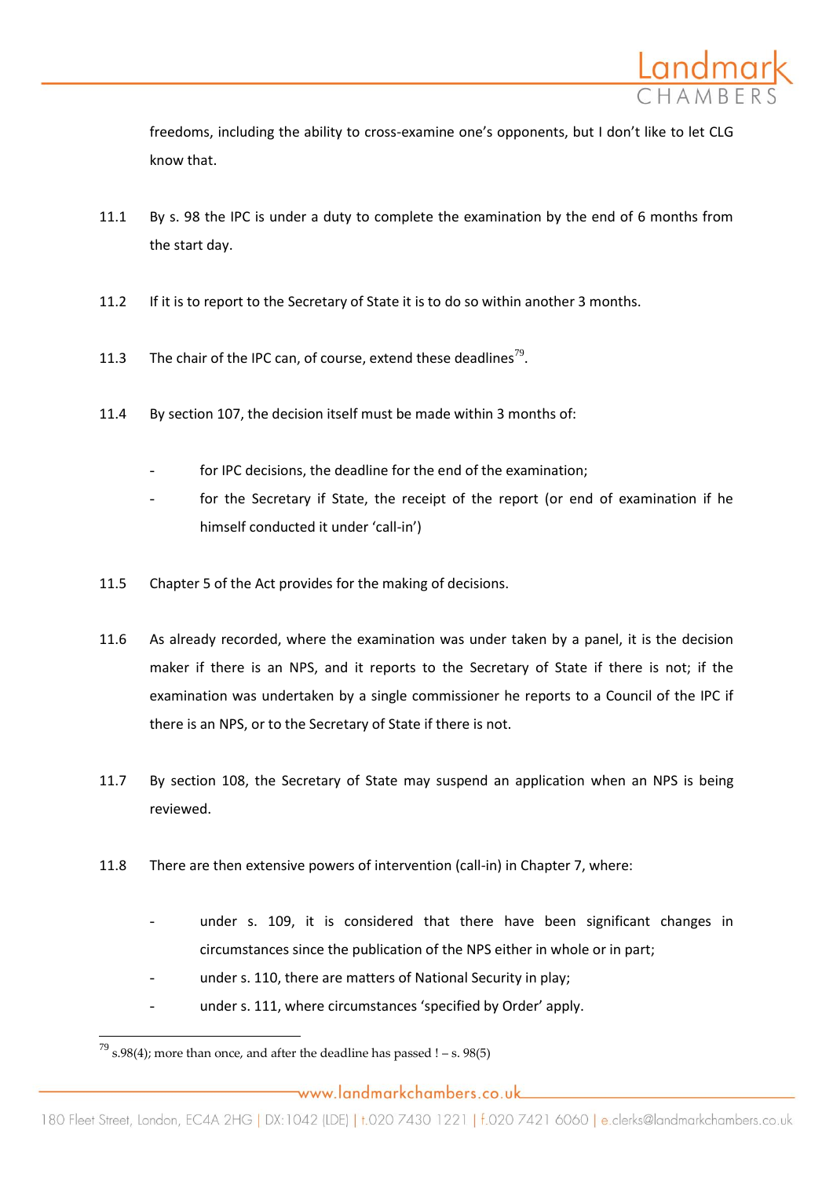freedoms, including the ability to cross-examine one's opponents, but I don't like to let CLG know that.

11.1 By s. 98 the IPC is under a duty to complete the examination by the end of 6 months from the start day.

11.2 If it is to report to the Secretary of State it is to do so within another 3 months.

11.3 The chair of the IPC can, of course, extend these deadlines[79].

11.4 By section 107, the decision itself must be made within 3 months of:

- for IPC decisions, the deadline for the end of the examination;
- for the Secretary if State, the receipt of the report (or end of examination if he himself conducted it under 'call-in')

11.5 Chapter 5 of the Act provides for the making of decisions.

11.6 As already recorded, where the examination was under taken by a panel, it is the decision maker if there is an NPS, and it reports to the Secretary of State if there is not; if the examination was undertaken by a single commissioner he reports to a Council of the IPC if there is an NPS, or to the Secretary of State if there is not.

11.7 By section 108, the Secretary of State may suspend an application when an NPS is being reviewed.

11.8 There are then extensive powers of intervention (call-in) in Chapter 7, where:

- under s. 109, it is considered that there have been significant changes in circumstances since the publication of the NPS either in whole or in part;
- under s. 110, there are matters of National Security in play;
- under s. 111, where circumstances 'specified by Order' apply.

[79] s.98(4); more than once, and after the deadline has passed ! – s. 98(5)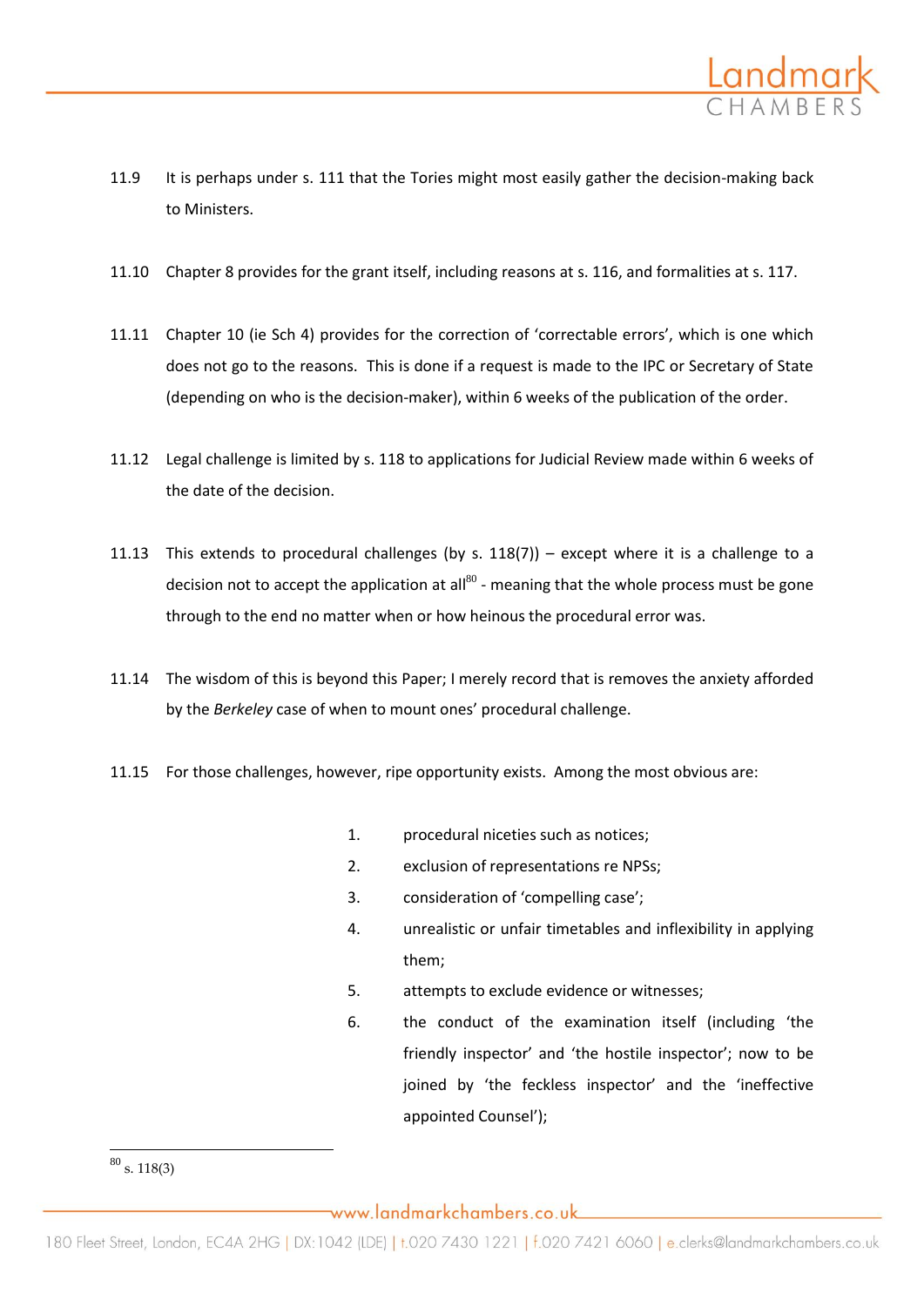11.9 It is perhaps under s. 111 that the Tories might most easily gather the decision-making back to Ministers.

11.10 Chapter 8 provides for the grant itself, including reasons at s. 116, and formalities at s. 117.

11.11 Chapter 10 (ie Sch 4) provides for the correction of 'correctable errors', which is one which does not go to the reasons. This is done if a request is made to the IPC or Secretary of State (depending on who is the decision-maker), within 6 weeks of the publication of the order.

11.12 Legal challenge is limited by s. 118 to applications for Judicial Review made within 6 weeks of the date of the decision.

11.13 This extends to procedural challenges (by s. 118(7)) – except where it is a challenge to a decision not to accept the application at all[80] - meaning that the whole process must be gone through to the end no matter when or how heinous the procedural error was.

11.14 The wisdom of this is beyond this Paper; I merely record that is removes the anxiety afforded by the *Berkeley* case of when to mount ones' procedural challenge.

11.15 For those challenges, however, ripe opportunity exists. Among the most obvious are:

1. procedural niceties such as notices;
2. exclusion of representations re NPSs;
3. consideration of 'compelling case';
4. unrealistic or unfair timetables and inflexibility in applying them;
5. attempts to exclude evidence or witnesses;
6. the conduct of the examination itself (including 'the friendly inspector' and 'the hostile inspector'; now to be joined by 'the feckless inspector' and the 'ineffective appointed Counsel');

---

[80] s. 118(3)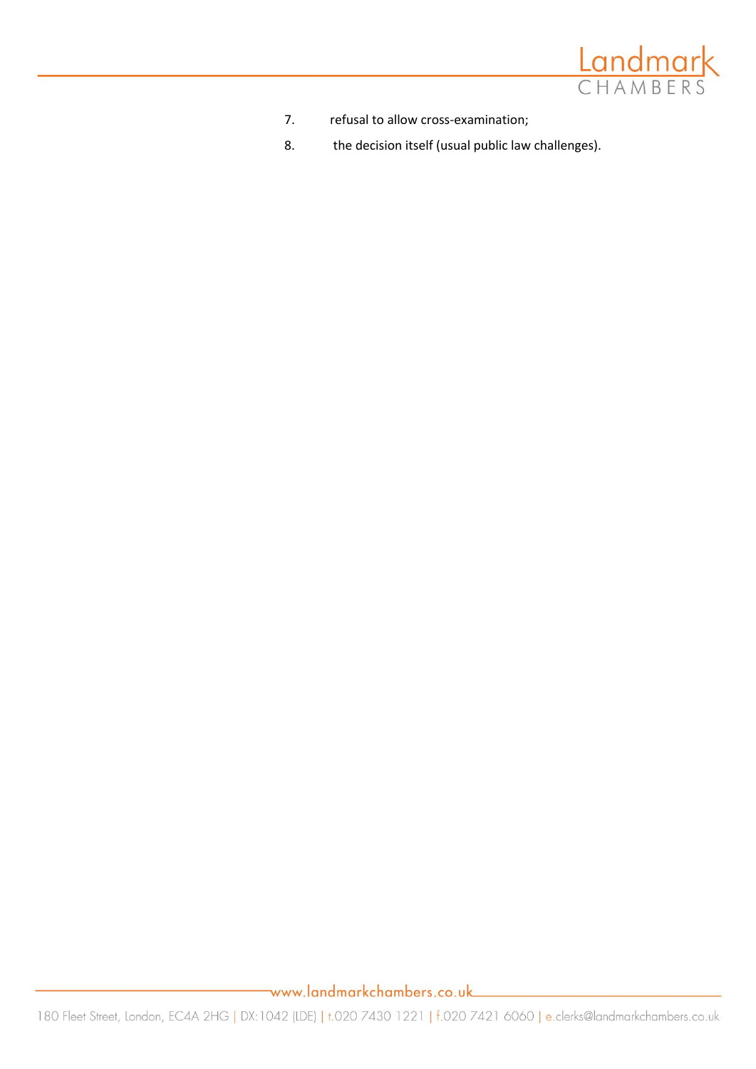7. refusal to allow cross-examination;
8. the decision itself (usual public law challenges).